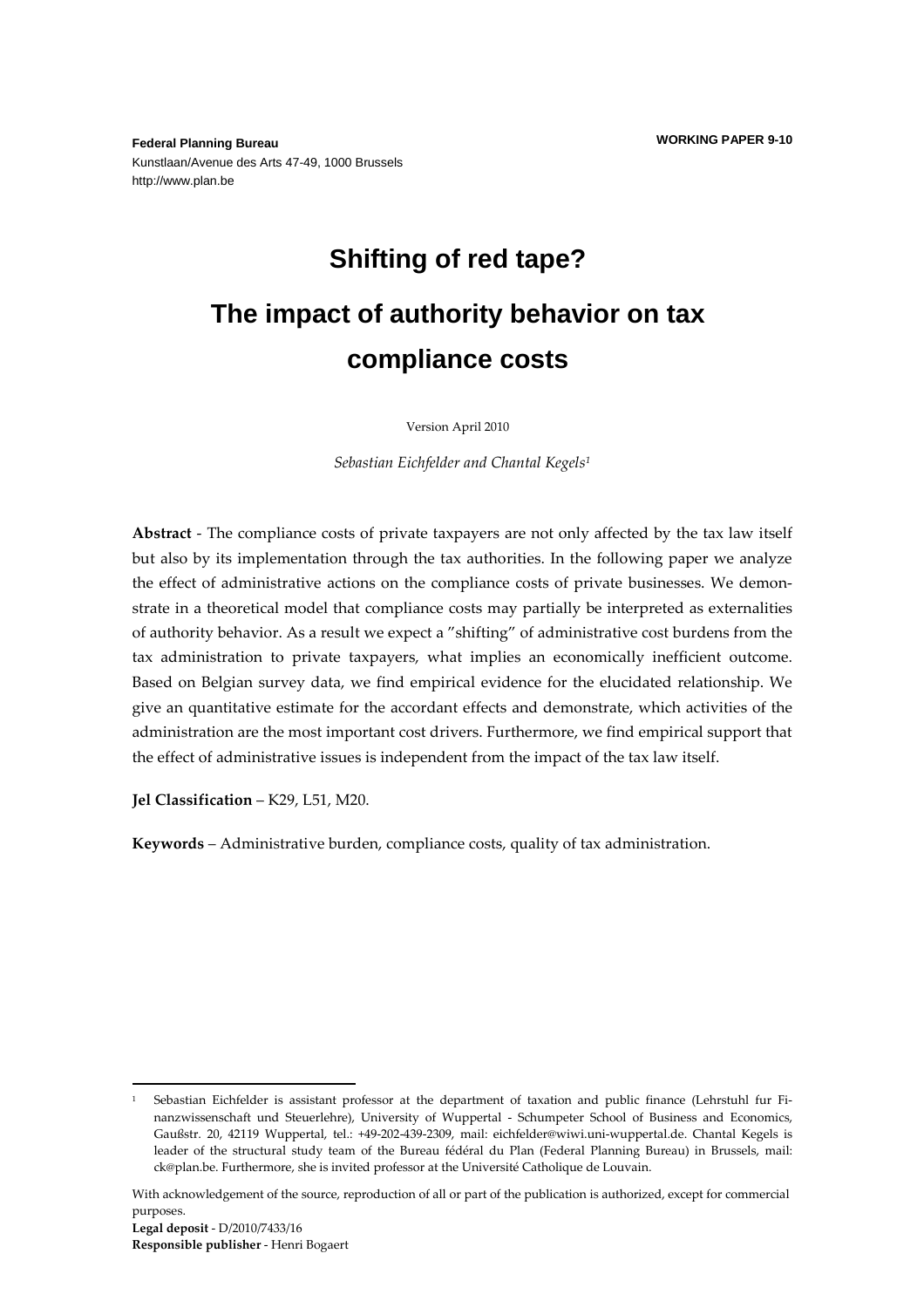**Federal Planning Bureau**
Kunstlaan/Avenue des Arts 47-49, 1000 Brussels
http://www.plan.be

**WORKING PAPER 9-10**

# Shifting of red tape?

# The impact of authority behavior on tax compliance costs

Version April 2010

*Sebastian Eichfelder and Chantal Kegels*[1]

**Abstract** - The compliance costs of private taxpayers are not only affected by the tax law itself but also by its implementation through the tax authorities. In the following paper we analyze the effect of administrative actions on the compliance costs of private businesses. We demonstrate in a theoretical model that compliance costs may partially be interpreted as externalities of authority behavior. As a result we expect a "shifting" of administrative cost burdens from the tax administration to private taxpayers, what implies an economically inefficient outcome. Based on Belgian survey data, we find empirical evidence for the elucidated relationship. We give an quantitative estimate for the accordant effects and demonstrate, which activities of the administration are the most important cost drivers. Furthermore, we find empirical support that the effect of administrative issues is independent from the impact of the tax law itself.

**Jel Classification** – K29, L51, M20.

**Keywords** – Administrative burden, compliance costs, quality of tax administration.

---

[1] Sebastian Eichfelder is assistant professor at the department of taxation and public finance (Lehrstuhl fur Finanzwissenschaft und Steuerlehre), University of Wuppertal - Schumpeter School of Business and Economics, Gaußstr. 20, 42119 Wuppertal, tel.: +49-202-439-2309, mail: eichfelder@wiwi.uni-wuppertal.de. Chantal Kegels is leader of the structural study team of the Bureau fédéral du Plan (Federal Planning Bureau) in Brussels, mail: ck@plan.be. Furthermore, she is invited professor at the Université Catholique de Louvain.

With acknowledgement of the source, reproduction of all or part of the publication is authorized, except for commercial purposes.
**Legal deposit** - D/2010/7433/16
**Responsible publisher** - Henri Bogaert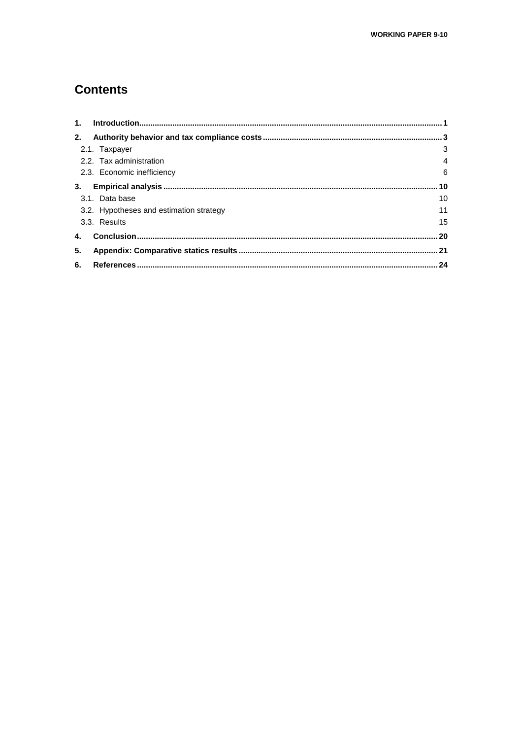# Contents

1. **Introduction** ..... 1
2. **Authority behavior and tax compliance costs** ..... 3
   - 2.1. Taxpayer ..... 3
   - 2.2. Tax administration ..... 4
   - 2.3. Economic inefficiency ..... 6
3. **Empirical analysis** ..... 10
   - 3.1. Data base ..... 10
   - 3.2. Hypotheses and estimation strategy ..... 11
   - 3.3. Results ..... 15
4. **Conclusion** ..... 20
5. **Appendix: Comparative statics results** ..... 21
6. **References** ..... 24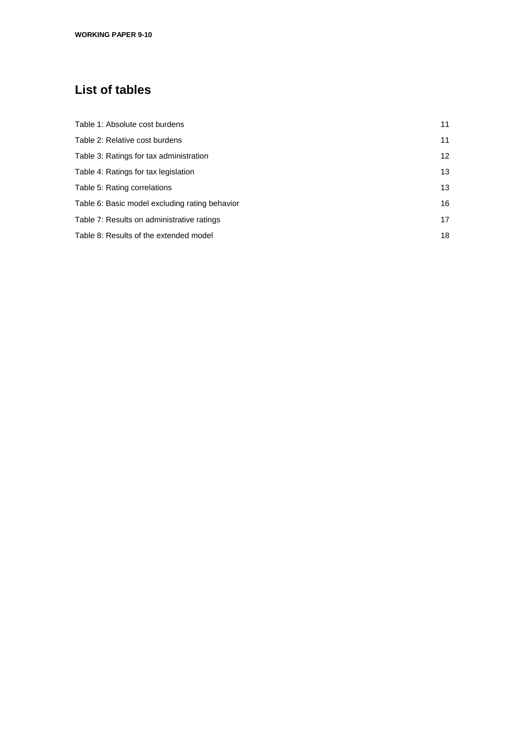## List of tables

| | |
|---|---|
| Table 1: Absolute cost burdens | 11 |
| Table 2: Relative cost burdens | 11 |
| Table 3: Ratings for tax administration | 12 |
| Table 4: Ratings for tax legislation | 13 |
| Table 5: Rating correlations | 13 |
| Table 6: Basic model excluding rating behavior | 16 |
| Table 7: Results on administrative ratings | 17 |
| Table 8: Results of the extended model | 18 |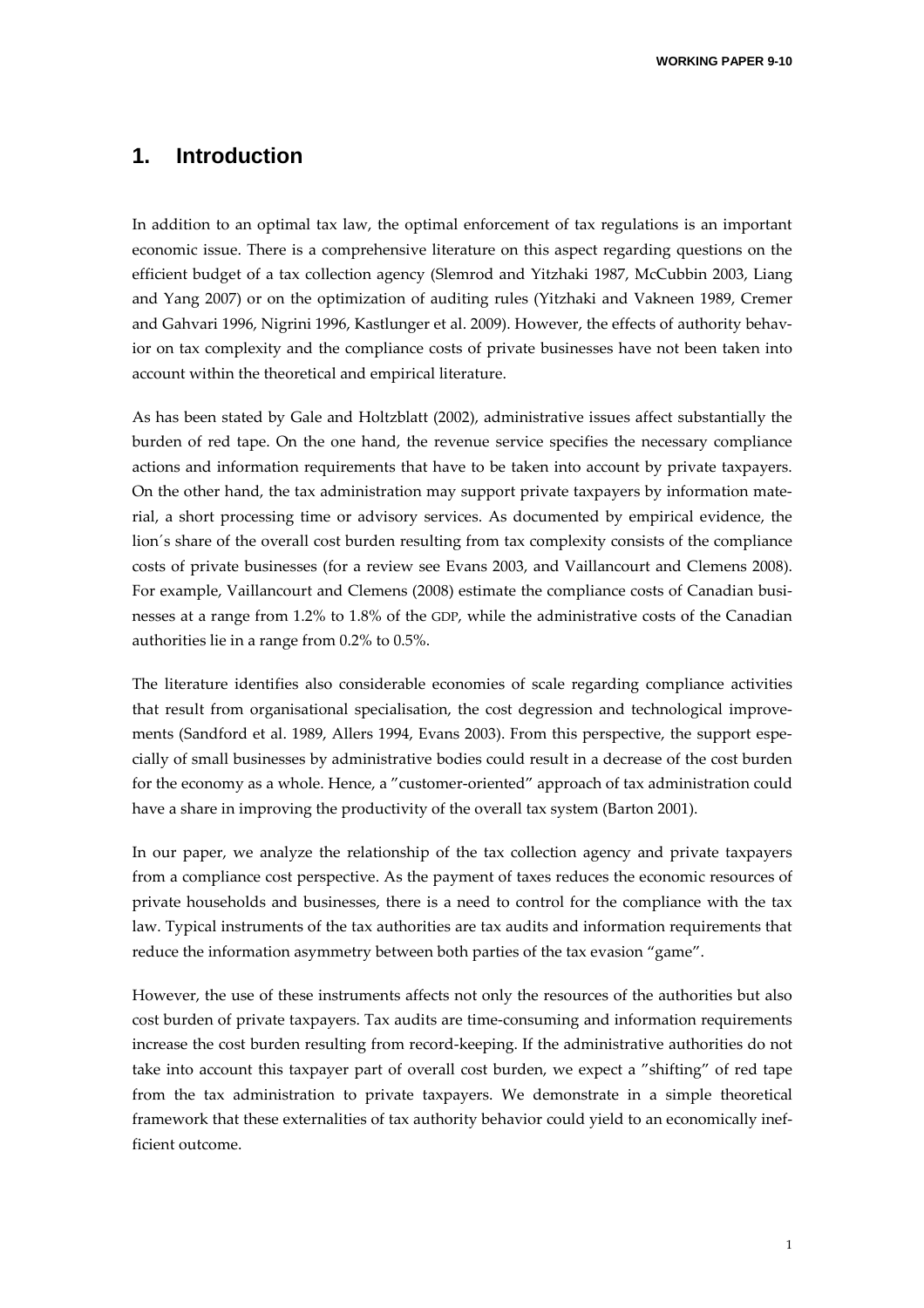## 1. Introduction

In addition to an optimal tax law, the optimal enforcement of tax regulations is an important economic issue. There is a comprehensive literature on this aspect regarding questions on the efficient budget of a tax collection agency (Slemrod and Yitzhaki 1987, McCubbin 2003, Liang and Yang 2007) or on the optimization of auditing rules (Yitzhaki and Vakneen 1989, Cremer and Gahvari 1996, Nigrini 1996, Kastlunger et al. 2009). However, the effects of authority behavior on tax complexity and the compliance costs of private businesses have not been taken into account within the theoretical and empirical literature.

As has been stated by Gale and Holtzblatt (2002), administrative issues affect substantially the burden of red tape. On the one hand, the revenue service specifies the necessary compliance actions and information requirements that have to be taken into account by private taxpayers. On the other hand, the tax administration may support private taxpayers by information material, a short processing time or advisory services. As documented by empirical evidence, the lion´s share of the overall cost burden resulting from tax complexity consists of the compliance costs of private businesses (for a review see Evans 2003, and Vaillancourt and Clemens 2008). For example, Vaillancourt and Clemens (2008) estimate the compliance costs of Canadian businesses at a range from 1.2% to 1.8% of the GDP, while the administrative costs of the Canadian authorities lie in a range from 0.2% to 0.5%.

The literature identifies also considerable economies of scale regarding compliance activities that result from organisational specialisation, the cost degression and technological improvements (Sandford et al. 1989, Allers 1994, Evans 2003). From this perspective, the support especially of small businesses by administrative bodies could result in a decrease of the cost burden for the economy as a whole. Hence, a ”customer-oriented” approach of tax administration could have a share in improving the productivity of the overall tax system (Barton 2001).

In our paper, we analyze the relationship of the tax collection agency and private taxpayers from a compliance cost perspective. As the payment of taxes reduces the economic resources of private households and businesses, there is a need to control for the compliance with the tax law. Typical instruments of the tax authorities are tax audits and information requirements that reduce the information asymmetry between both parties of the tax evasion “game”.

However, the use of these instruments affects not only the resources of the authorities but also cost burden of private taxpayers. Tax audits are time-consuming and information requirements increase the cost burden resulting from record-keeping. If the administrative authorities do not take into account this taxpayer part of overall cost burden, we expect a ”shifting” of red tape from the tax administration to private taxpayers. We demonstrate in a simple theoretical framework that these externalities of tax authority behavior could yield to an economically inefficient outcome.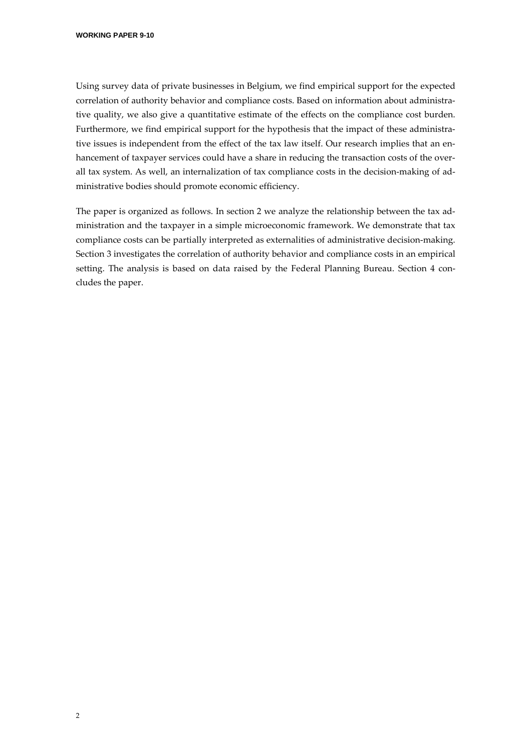Using survey data of private businesses in Belgium, we find empirical support for the expected correlation of authority behavior and compliance costs. Based on information about administrative quality, we also give a quantitative estimate of the effects on the compliance cost burden. Furthermore, we find empirical support for the hypothesis that the impact of these administrative issues is independent from the effect of the tax law itself. Our research implies that an enhancement of taxpayer services could have a share in reducing the transaction costs of the overall tax system. As well, an internalization of tax compliance costs in the decision-making of administrative bodies should promote economic efficiency.

The paper is organized as follows. In section 2 we analyze the relationship between the tax administration and the taxpayer in a simple microeconomic framework. We demonstrate that tax compliance costs can be partially interpreted as externalities of administrative decision-making. Section 3 investigates the correlation of authority behavior and compliance costs in an empirical setting. The analysis is based on data raised by the Federal Planning Bureau. Section 4 concludes the paper.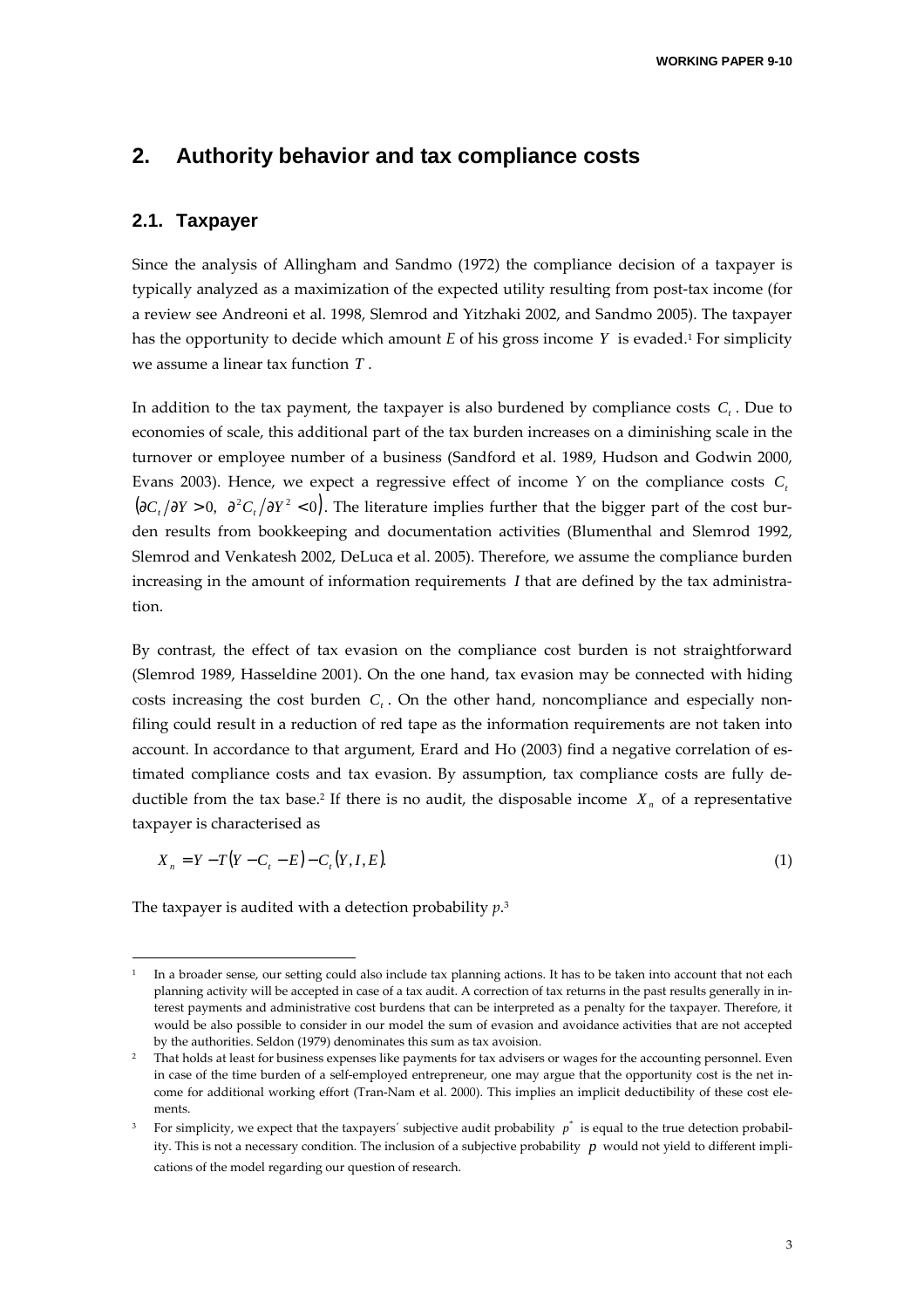## 2. Authority behavior and tax compliance costs

### 2.1. Taxpayer

Since the analysis of Allingham and Sandmo (1972) the compliance decision of a taxpayer is typically analyzed as a maximization of the expected utility resulting from post-tax income (for a review see Andreoni et al. 1998, Slemrod and Yitzhaki 2002, and Sandmo 2005). The taxpayer has the opportunity to decide which amount $E$ of his gross income $Y$ is evaded.[1] For simplicity we assume a linear tax function $T$.

In addition to the tax payment, the taxpayer is also burdened by compliance costs $C_t$. Due to economies of scale, this additional part of the tax burden increases on a diminishing scale in the turnover or employee number of a business (Sandford et al. 1989, Hudson and Godwin 2000, Evans 2003). Hence, we expect a regressive effect of income $Y$ on the compliance costs $C_t$ $\left(\partial C_t/\partial Y > 0,\ \partial^2 C_t/\partial Y^2 < 0\right)$. The literature implies further that the bigger part of the cost burden results from bookkeeping and documentation activities (Blumenthal and Slemrod 1992, Slemrod and Venkatesh 2002, DeLuca et al. 2005). Therefore, we assume the compliance burden increasing in the amount of information requirements $I$ that are defined by the tax administration.

By contrast, the effect of tax evasion on the compliance cost burden is not straightforward (Slemrod 1989, Hasseldine 2001). On the one hand, tax evasion may be connected with hiding costs increasing the cost burden $C_t$. On the other hand, noncompliance and especially non-filing could result in a reduction of red tape as the information requirements are not taken into account. In accordance to that argument, Erard and Ho (2003) find a negative correlation of estimated compliance costs and tax evasion. By assumption, tax compliance costs are fully deductible from the tax base.[2] If there is no audit, the disposable income $X_n$ of a representative taxpayer is characterised as

$$X_n = Y - T(Y - C_t - E) - C_t(Y, I, E). \tag{1}$$

The taxpayer is audited with a detection probability $p$.[3]

---

[1] In a broader sense, our setting could also include tax planning actions. It has to be taken into account that not each planning activity will be accepted in case of a tax audit. A correction of tax returns in the past results generally in interest payments and administrative cost burdens that can be interpreted as a penalty for the taxpayer. Therefore, it would be also possible to consider in our model the sum of evasion and avoidance activities that are not accepted by the authorities. Seldon (1979) denominates this sum as tax avoision.

[2] That holds at least for business expenses like payments for tax advisers or wages for the accounting personnel. Even in case of the time burden of a self-employed entrepreneur, one may argue that the opportunity cost is the net income for additional working effort (Tran-Nam et al. 2000). This implies an implicit deductibility of these cost elements.

[3] For simplicity, we expect that the taxpayers´ subjective audit probability $p^*$ is equal to the true detection probability. This is not a necessary condition. The inclusion of a subjective probability $p$ would not yield to different implications of the model regarding our question of research.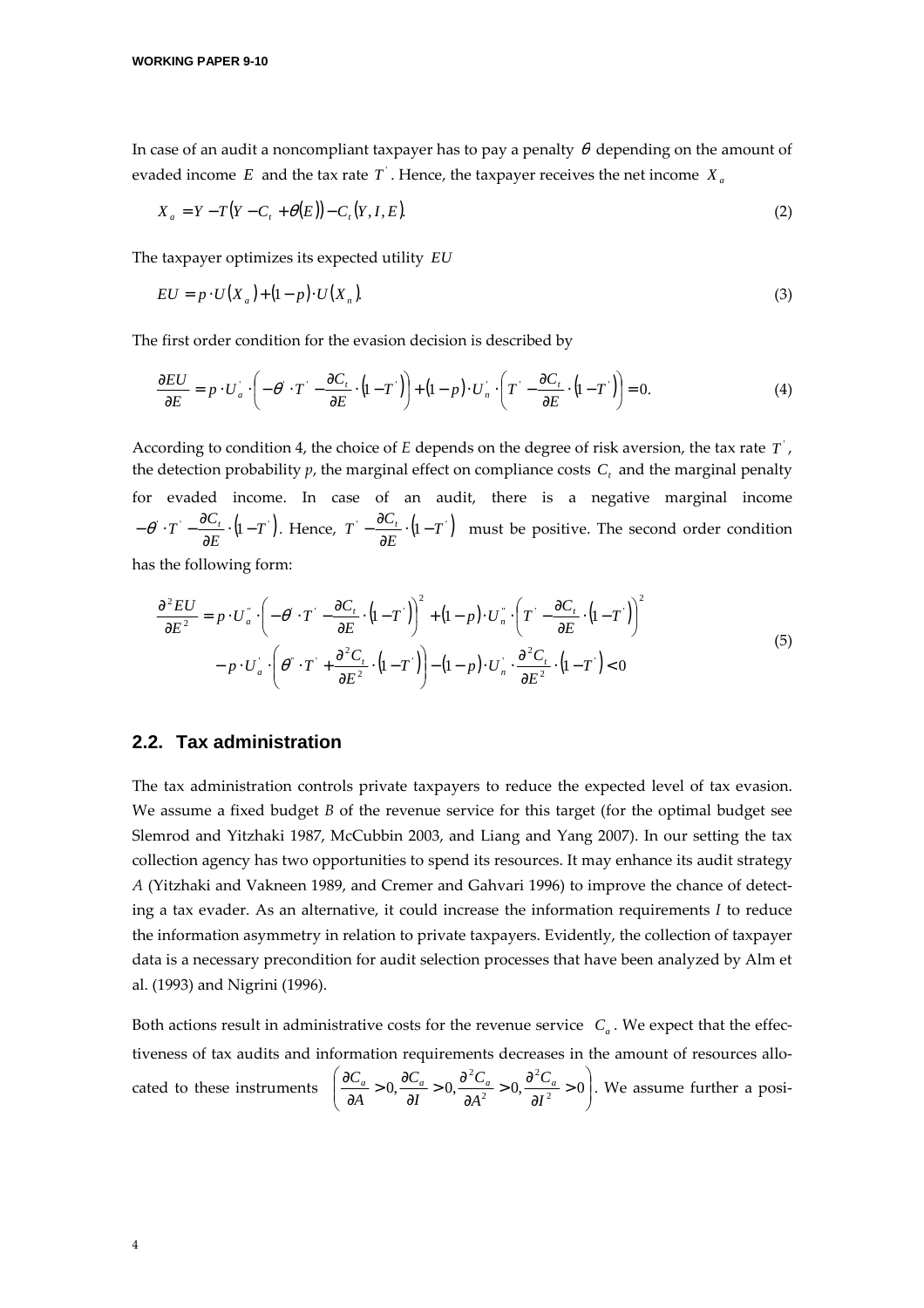In case of an audit a noncompliant taxpayer has to pay a penalty $\theta$ depending on the amount of evaded income $E$ and the tax rate $T^{'}$. Hence, the taxpayer receives the net income $X_a$

$$X_a = Y - T(Y - C_t + \theta(E)) - C_t(Y, I, E). \tag{2}$$

The taxpayer optimizes its expected utility $EU$

$$EU = p \cdot U(X_a) + (1-p) \cdot U(X_n). \tag{3}$$

The first order condition for the evasion decision is described by

$$\frac{\partial EU}{\partial E} = p \cdot U_a^{'} \cdot \left( -\theta^{'} \cdot T^{'} - \frac{\partial C_t}{\partial E} \cdot \left(1 - T^{'}\right) \right) + (1-p) \cdot U_n^{'} \cdot \left( T^{'} - \frac{\partial C_t}{\partial E} \cdot \left(1 - T^{'}\right) \right) = 0. \tag{4}$$

According to condition 4, the choice of *E* depends on the degree of risk aversion, the tax rate $T^{'}$, the detection probability *p*, the marginal effect on compliance costs $C_t$ and the marginal penalty for evaded income. In case of an audit, there is a negative marginal income $-\theta^{'} \cdot T^{'} - \frac{\partial C_t}{\partial E} \cdot \left(1 - T^{'}\right)$. Hence, $T^{'} - \frac{\partial C_t}{\partial E} \cdot \left(1 - T^{'}\right)$ must be positive. The second order condition has the following form:

$$\begin{aligned} \frac{\partial^2 EU}{\partial E^2} &= p \cdot U_a^{''} \cdot \left( -\theta^{'} \cdot T^{'} - \frac{\partial C_t}{\partial E} \cdot \left(1 - T^{'}\right) \right)^2 + (1-p) \cdot U_n^{''} \cdot \left( T^{'} - \frac{\partial C_t}{\partial E} \cdot \left(1 - T^{'}\right) \right)^2 \\ &\quad - p \cdot U_a^{'} \cdot \left( \theta^{''} \cdot T^{'} + \frac{\partial^2 C_t}{\partial E^2} \cdot \left(1 - T^{'}\right) \right) - (1-p) \cdot U_n^{'} \cdot \frac{\partial^2 C_t}{\partial E^2} \cdot \left(1 - T^{'}\right) < 0 \end{aligned} \tag{5}$$

## 2.2. Tax administration

The tax administration controls private taxpayers to reduce the expected level of tax evasion. We assume a fixed budget *B* of the revenue service for this target (for the optimal budget see Slemrod and Yitzhaki 1987, McCubbin 2003, and Liang and Yang 2007). In our setting the tax collection agency has two opportunities to spend its resources. It may enhance its audit strategy *A* (Yitzhaki and Vakneen 1989, and Cremer and Gahvari 1996) to improve the chance of detecting a tax evader. As an alternative, it could increase the information requirements *I* to reduce the information asymmetry in relation to private taxpayers. Evidently, the collection of taxpayer data is a necessary precondition for audit selection processes that have been analyzed by Alm et al. (1993) and Nigrini (1996).

Both actions result in administrative costs for the revenue service $C_a$. We expect that the effectiveness of tax audits and information requirements decreases in the amount of resources allocated to these instruments $\left( \frac{\partial C_a}{\partial A} > 0, \frac{\partial C_a}{\partial I} > 0, \frac{\partial^2 C_a}{\partial A^2} > 0, \frac{\partial^2 C_a}{\partial I^2} > 0 \right)$. We assume further a posi-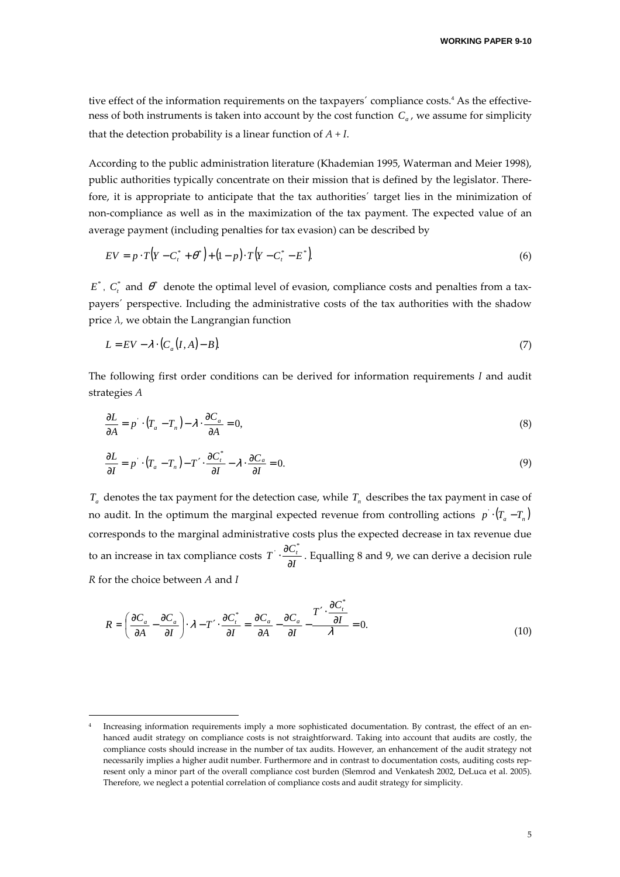tive effect of the information requirements on the taxpayers´ compliance costs.[4] As the effectiveness of both instruments is taken into account by the cost function $C_a$, we assume for simplicity that the detection probability is a linear function of *A + I*.

According to the public administration literature (Khademian 1995, Waterman and Meier 1998), public authorities typically concentrate on their mission that is defined by the legislator. Therefore, it is appropriate to anticipate that the tax authorities´ target lies in the minimization of non-compliance as well as in the maximization of the tax payment. The expected value of an average payment (including penalties for tax evasion) can be described by

$$EV = p \cdot T\left(Y - C_t^* + \theta^*\right) + (1-p) \cdot T\left(Y - C_t^* - E^*\right). \tag{6}$$

$E^*$, $C_t^*$ and $\theta^*$ denote the optimal level of evasion, compliance costs and penalties from a taxpayers´ perspective. Including the administrative costs of the tax authorities with the shadow price *λ*, we obtain the Langrangian function

$$L = EV - \lambda \cdot \left(C_a(I, A) - B\right). \tag{7}$$

The following first order conditions can be derived for information requirements *I* and audit strategies *A*

$$\frac{\partial L}{\partial A} = p^{'} \cdot \left(T_a - T_n\right) - \lambda \cdot \frac{\partial C_a}{\partial A} = 0, \tag{8}$$

$$\frac{\partial L}{\partial I} = p^{'} \cdot \left(T_a - T_n\right) - T^{\prime} \cdot \frac{\partial C_t^*}{\partial I} - \lambda \cdot \frac{\partial C_a}{\partial I} = 0. \tag{9}$$

$T_a$ denotes the tax payment for the detection case, while $T_n$ describes the tax payment in case of no audit. In the optimum the marginal expected revenue from controlling actions $p^{'} \cdot \left(T_a - T_n\right)$ corresponds to the marginal administrative costs plus the expected decrease in tax revenue due to an increase in tax compliance costs $T^{'} \cdot \frac{\partial C_t^*}{\partial I}$. Equalling 8 and 9, we can derive a decision rule *R* for the choice between *A* and *I*

$$R = \left(\frac{\partial C_a}{\partial A} - \frac{\partial C_a}{\partial I}\right) \cdot \lambda - T^{\prime} \cdot \frac{\partial C_t^*}{\partial I} = \frac{\partial C_a}{\partial A} - \frac{\partial C_a}{\partial I} - \frac{T^{\prime} \cdot \frac{\partial C_t^*}{\partial I}}{\lambda} = 0. \tag{10}$$

---

[4] Increasing information requirements imply a more sophisticated documentation. By contrast, the effect of an enhanced audit strategy on compliance costs is not straightforward. Taking into account that audits are costly, the compliance costs should increase in the number of tax audits. However, an enhancement of the audit strategy not necessarily implies a higher audit number. Furthermore and in contrast to documentation costs, auditing costs represent only a minor part of the overall compliance cost burden (Slemrod and Venkatesh 2002, DeLuca et al. 2005). Therefore, we neglect a potential correlation of compliance costs and audit strategy for simplicity.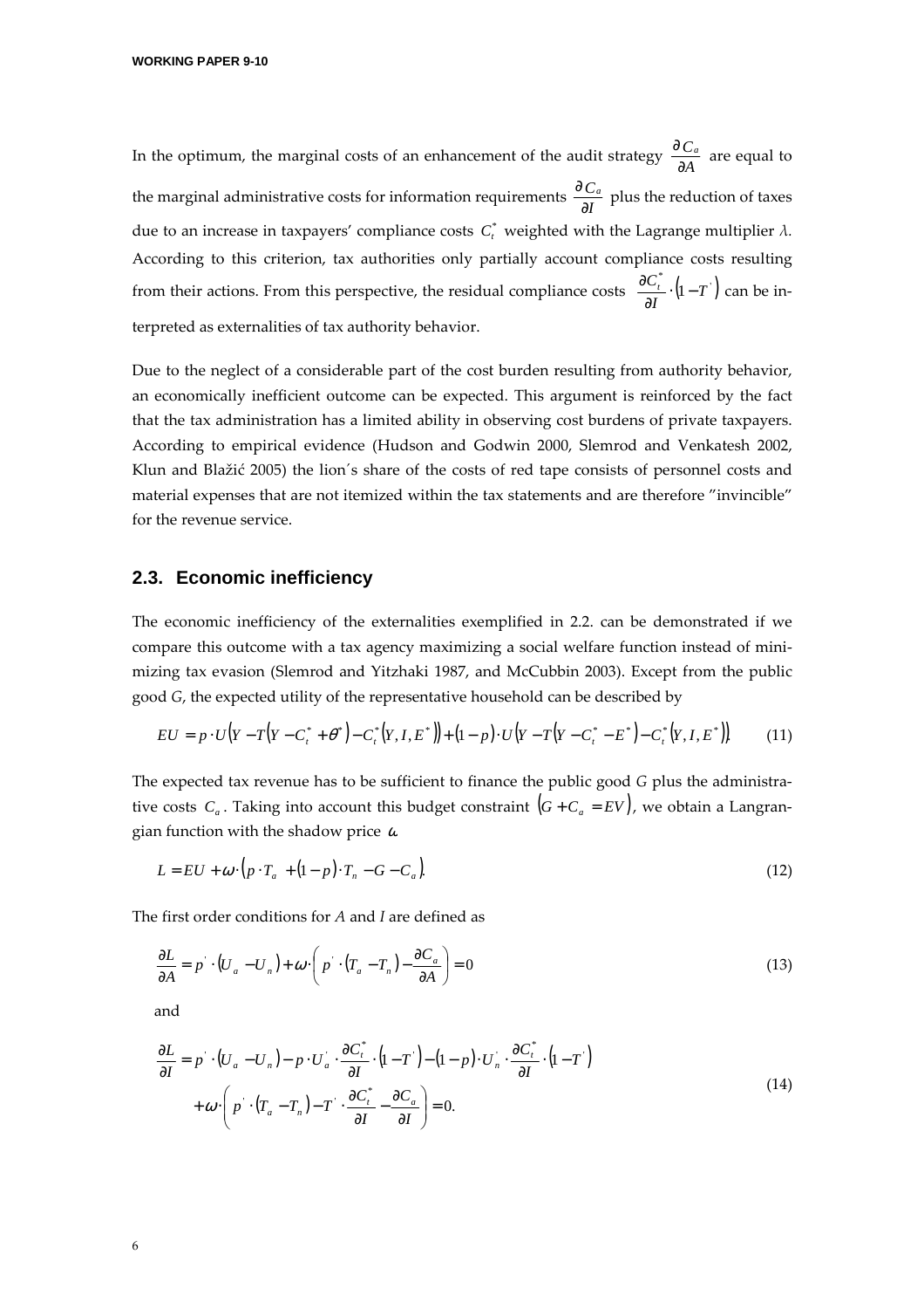In the optimum, the marginal costs of an enhancement of the audit strategy $\frac{\partial C_a}{\partial A}$ are equal to the marginal administrative costs for information requirements $\frac{\partial C_a}{\partial I}$ plus the reduction of taxes due to an increase in taxpayers' compliance costs $C_t^*$ weighted with the Lagrange multiplier $\lambda$. According to this criterion, tax authorities only partially account compliance costs resulting from their actions. From this perspective, the residual compliance costs $\frac{\partial C_t^*}{\partial I} \cdot (1 - T^{'})$ can be interpreted as externalities of tax authority behavior.

Due to the neglect of a considerable part of the cost burden resulting from authority behavior, an economically inefficient outcome can be expected. This argument is reinforced by the fact that the tax administration has a limited ability in observing cost burdens of private taxpayers. According to empirical evidence (Hudson and Godwin 2000, Slemrod and Venkatesh 2002, Klun and Blažić 2005) the lion´s share of the costs of red tape consists of personnel costs and material expenses that are not itemized within the tax statements and are therefore "invincible" for the revenue service.

## 2.3. Economic inefficiency

The economic inefficiency of the externalities exemplified in 2.2. can be demonstrated if we compare this outcome with a tax agency maximizing a social welfare function instead of minimizing tax evasion (Slemrod and Yitzhaki 1987, and McCubbin 2003). Except from the public good $G$, the expected utility of the representative household can be described by

$$EU = p \cdot U\left(Y - T\left(Y - C_t^* + \theta^*\right) - C_t^*\left(Y, I, E^*\right)\right) + (1-p) \cdot U\left(Y - T\left(Y - C_t^* - E^*\right) - C_t^*\left(Y, I, E^*\right)\right). \tag{11}$$

The expected tax revenue has to be sufficient to finance the public good $G$ plus the administrative costs $C_a$. Taking into account this budget constraint $\left(G + C_a = EV\right)$, we obtain a Langrangian function with the shadow price $\omega$.

$$L = EU + \omega \cdot \left(p \cdot T_a + (1-p) \cdot T_n - G - C_a\right). \tag{12}$$

The first order conditions for $A$ and $I$ are defined as

$$\frac{\partial L}{\partial A} = p^{'} \cdot \left(U_a - U_n\right) + \omega \cdot \left(p^{'} \cdot \left(T_a - T_n\right) - \frac{\partial C_a}{\partial A}\right) = 0 \tag{13}$$

and

$$\begin{aligned}\frac{\partial L}{\partial I} = \; & p^{'} \cdot \left(U_a - U_n\right) - p \cdot U_a^{'} \cdot \frac{\partial C_t^*}{\partial I} \cdot \left(1 - T^{'}\right) - (1-p) \cdot U_n^{'} \cdot \frac{\partial C_t^*}{\partial I} \cdot \left(1 - T^{'}\right) \\ & + \omega \cdot \left(p^{'} \cdot \left(T_a - T_n\right) - T^{'} \cdot \frac{\partial C_t^*}{\partial I} - \frac{\partial C_a}{\partial I}\right) = 0.\end{aligned} \tag{14}$$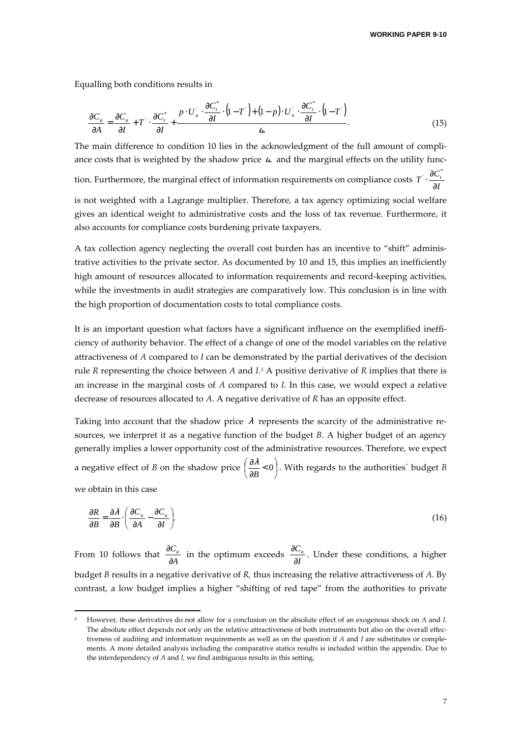Equalling both conditions results in

$$\frac{\partial C_a}{\partial A} = \frac{\partial C_a}{\partial I} + T^{'} \cdot \frac{\partial C_t^*}{\partial I} + \frac{p \cdot U_a^{'} \cdot \frac{\partial C_t^*}{\partial I} \cdot \left(1 - T^{'}\right) + \left(1 - p\right) \cdot U_n^{'} \cdot \frac{\partial C_t^*}{\partial I} \cdot \left(1 - T^{'}\right)}{\omega}. \tag{15}$$

The main difference to condition 10 lies in the acknowledgment of the full amount of compliance costs that is weighted by the shadow price $\omega$ and the marginal effects on the utility function. Furthermore, the marginal effect of information requirements on compliance costs $T^{'} \cdot \frac{\partial C_t^*}{\partial I}$ is not weighted with a Lagrange multiplier. Therefore, a tax agency optimizing social welfare gives an identical weight to administrative costs and the loss of tax revenue. Furthermore, it also accounts for compliance costs burdening private taxpayers.

A tax collection agency neglecting the overall cost burden has an incentive to "shift" administrative activities to the private sector. As documented by 10 and 15, this implies an inefficiently high amount of resources allocated to information requirements and record-keeping activities, while the investments in audit strategies are comparatively low. This conclusion is in line with the high proportion of documentation costs to total compliance costs.

It is an important question what factors have a significant influence on the exemplified inefficiency of authority behavior. The effect of a change of one of the model variables on the relative attractiveness of *A* compared to *I* can be demonstrated by the partial derivatives of the decision rule *R* representing the choice between *A* and *I*.[5] A positive derivative of *R* implies that there is an increase in the marginal costs of *A* compared to *I*. In this case, we would expect a relative decrease of resources allocated to *A*. A negative derivative of *R* has an opposite effect.

Taking into account that the shadow price $\lambda$ represents the scarcity of the administrative resources, we interpret it as a negative function of the budget *B*. A higher budget of an agency generally implies a lower opportunity cost of the administrative resources. Therefore, we expect a negative effect of *B* on the shadow price $\left(\frac{\partial \lambda}{\partial B} < 0\right)$. With regards to the authorities' budget *B* we obtain in this case

$$\frac{\partial R}{\partial B} = \frac{\partial \lambda}{\partial B} \cdot \left(\frac{\partial C_a}{\partial A} - \frac{\partial C_a}{\partial I}\right). \tag{16}$$

From 10 follows that $\frac{\partial C_a}{\partial A}$ in the optimum exceeds $\frac{\partial C_a}{\partial I}$. Under these conditions, a higher budget *B* results in a negative derivative of *R*, thus increasing the relative attractiveness of *A*. By contrast, a low budget implies a higher "shifting of red tape" from the authorities to private

[5] However, these derivatives do not allow for a conclusion on the absolute effect of an exogenous shock on *A* and *I*. The absolute effect depends not only on the relative attractiveness of both instruments but also on the overall effectiveness of auditing and information requirements as well as on the question if *A* and *I* are substitutes or complements. A more detailed analysis including the comparative statics results is included within the appendix. Due to the interdependency of *A* and *I*, we find ambiguous results in this setting.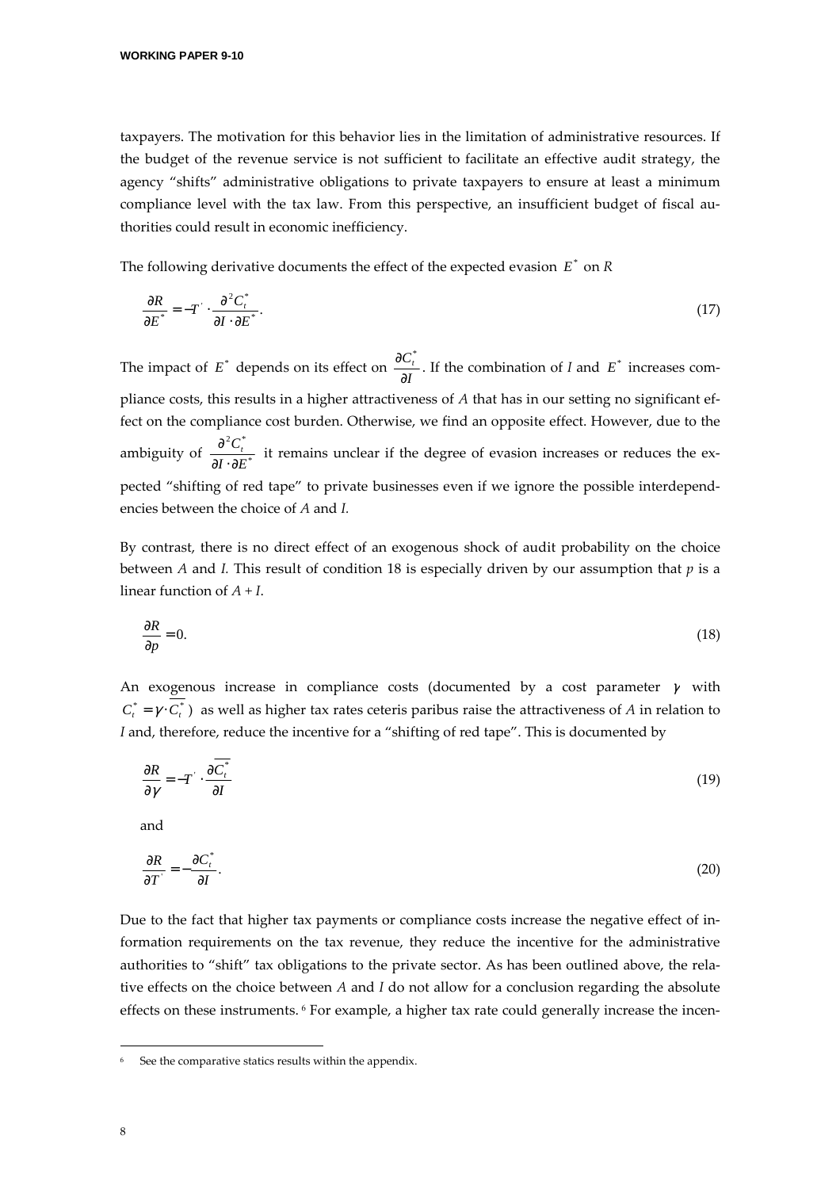taxpayers. The motivation for this behavior lies in the limitation of administrative resources. If the budget of the revenue service is not sufficient to facilitate an effective audit strategy, the agency "shifts" administrative obligations to private taxpayers to ensure at least a minimum compliance level with the tax law. From this perspective, an insufficient budget of fiscal authorities could result in economic inefficiency.

The following derivative documents the effect of the expected evasion $E^*$ on $R$

$$\frac{\partial R}{\partial E^*} = -T' \cdot \frac{\partial^2 C_t^*}{\partial I \cdot \partial E^*}. \tag{17}$$

The impact of $E^*$ depends on its effect on $\frac{\partial C_t^*}{\partial I}$. If the combination of $I$ and $E^*$ increases compliance costs, this results in a higher attractiveness of $A$ that has in our setting no significant effect on the compliance cost burden. Otherwise, we find an opposite effect. However, due to the ambiguity of $\frac{\partial^2 C_t^*}{\partial I \cdot \partial E^*}$ it remains unclear if the degree of evasion increases or reduces the expected "shifting of red tape" to private businesses even if we ignore the possible interdependencies between the choice of $A$ and $I$.

By contrast, there is no direct effect of an exogenous shock of audit probability on the choice between $A$ and $I$. This result of condition 18 is especially driven by our assumption that $p$ is a linear function of $A + I$.

$$\frac{\partial R}{\partial p} = 0. \tag{18}$$

An exogenous increase in compliance costs (documented by a cost parameter $\gamma$ with $C_t^* = \gamma \cdot \overline{C_t^*}$) as well as higher tax rates ceteris paribus raise the attractiveness of $A$ in relation to $I$ and, therefore, reduce the incentive for a "shifting of red tape". This is documented by

$$\frac{\partial R}{\partial \gamma} = -T' \cdot \frac{\partial \overline{C_t^*}}{\partial I} \tag{19}$$

and

$$\frac{\partial R}{\partial T'} = -\frac{\partial C_t^*}{\partial I}. \tag{20}$$

Due to the fact that higher tax payments or compliance costs increase the negative effect of information requirements on the tax revenue, they reduce the incentive for the administrative authorities to "shift" tax obligations to the private sector. As has been outlined above, the relative effects on the choice between $A$ and $I$ do not allow for a conclusion regarding the absolute effects on these instruments. [6] For example, a higher tax rate could generally increase the incen-

[6] See the comparative statics results within the appendix.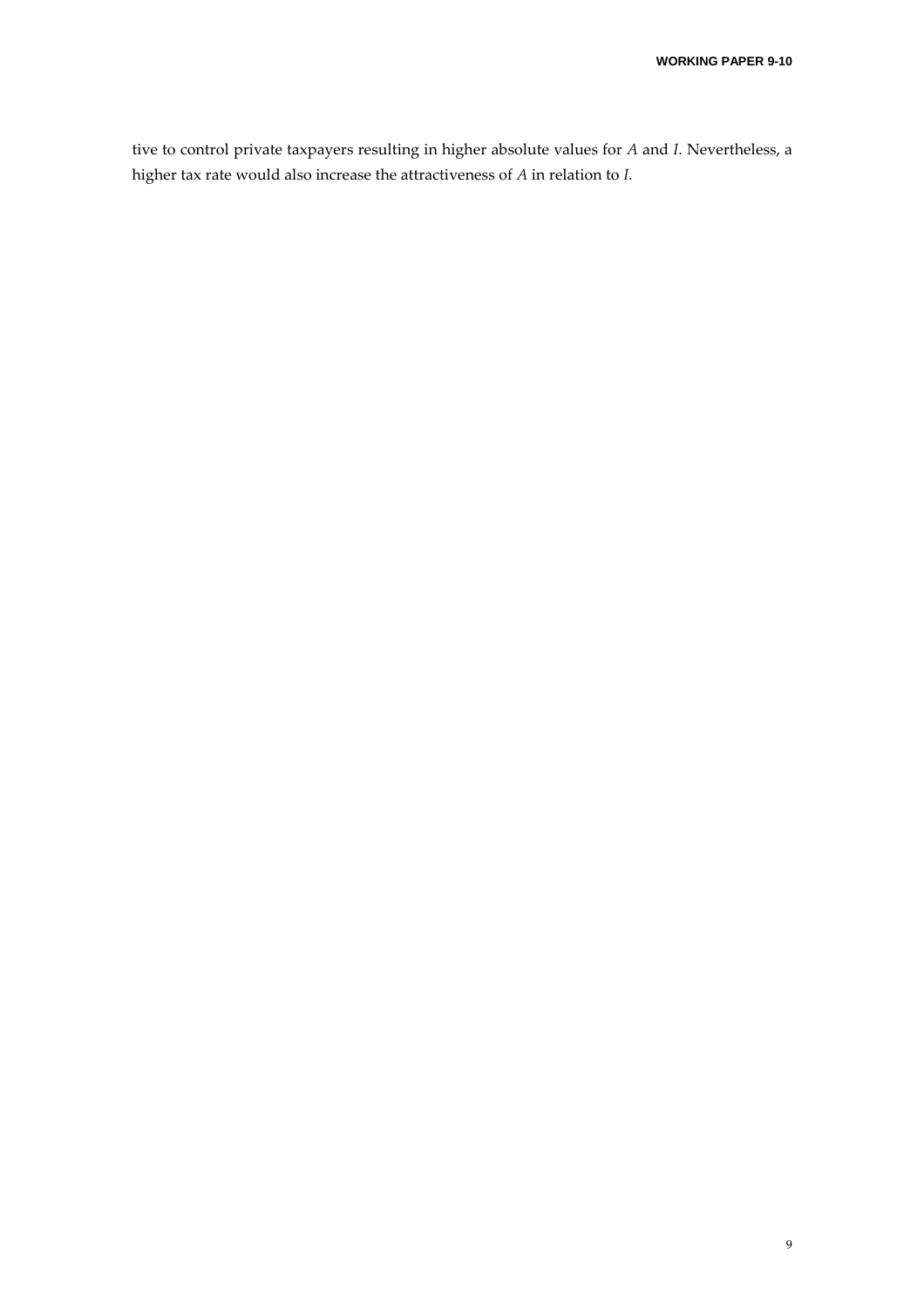tive to control private taxpayers resulting in higher absolute values for $A$ and $I$. Nevertheless, a higher tax rate would also increase the attractiveness of $A$ in relation to $I$.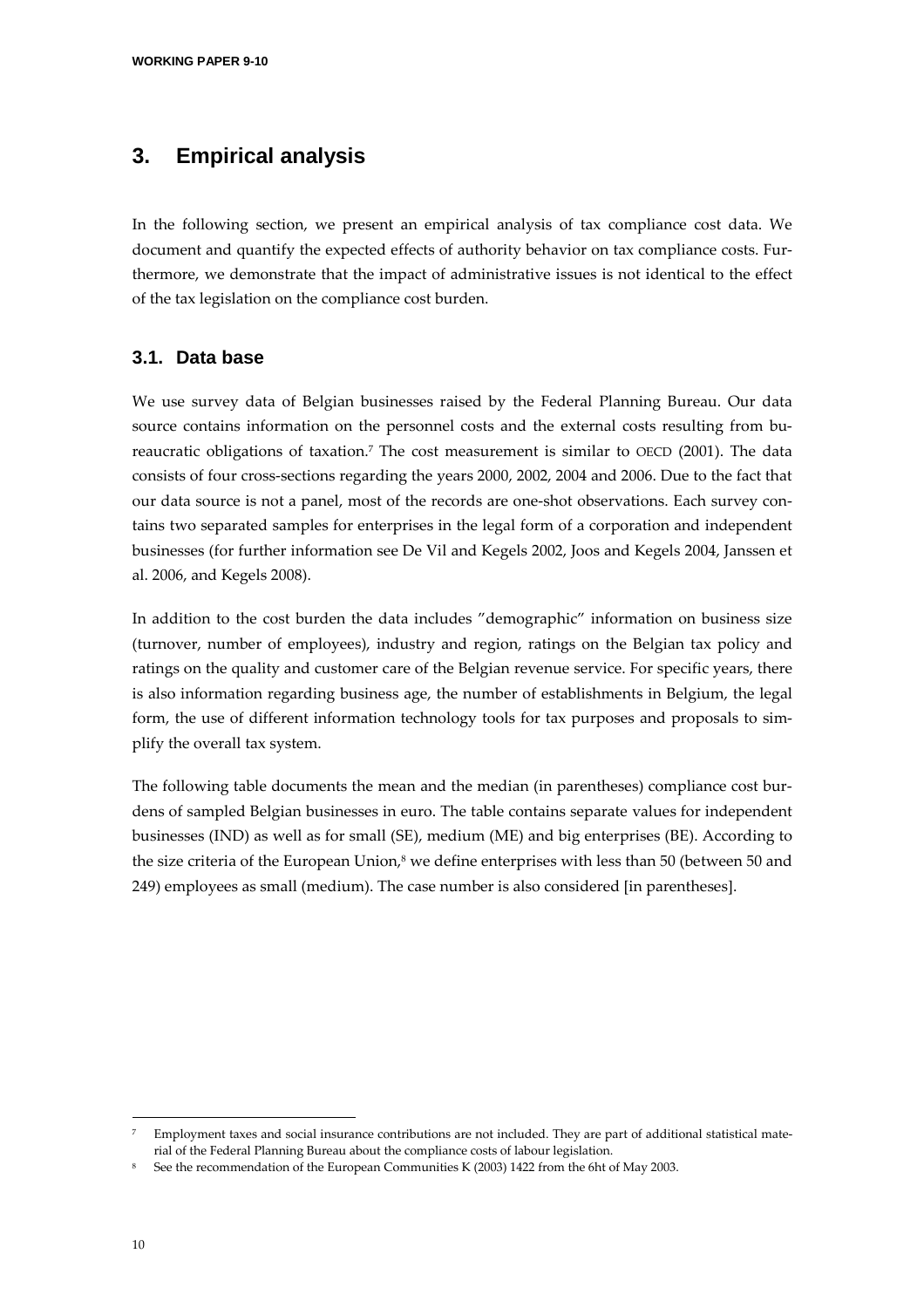## 3. Empirical analysis

In the following section, we present an empirical analysis of tax compliance cost data. We document and quantify the expected effects of authority behavior on tax compliance costs. Furthermore, we demonstrate that the impact of administrative issues is not identical to the effect of the tax legislation on the compliance cost burden.

### 3.1. Data base

We use survey data of Belgian businesses raised by the Federal Planning Bureau. Our data source contains information on the personnel costs and the external costs resulting from bureaucratic obligations of taxation.[7] The cost measurement is similar to OECD (2001). The data consists of four cross-sections regarding the years 2000, 2002, 2004 and 2006. Due to the fact that our data source is not a panel, most of the records are one-shot observations. Each survey contains two separated samples for enterprises in the legal form of a corporation and independent businesses (for further information see De Vil and Kegels 2002, Joos and Kegels 2004, Janssen et al. 2006, and Kegels 2008).

In addition to the cost burden the data includes "demographic" information on business size (turnover, number of employees), industry and region, ratings on the Belgian tax policy and ratings on the quality and customer care of the Belgian revenue service. For specific years, there is also information regarding business age, the number of establishments in Belgium, the legal form, the use of different information technology tools for tax purposes and proposals to simplify the overall tax system.

The following table documents the mean and the median (in parentheses) compliance cost burdens of sampled Belgian businesses in euro. The table contains separate values for independent businesses (IND) as well as for small (SE), medium (ME) and big enterprises (BE). According to the size criteria of the European Union,[8] we define enterprises with less than 50 (between 50 and 249) employees as small (medium). The case number is also considered [in parentheses].

---

[7] Employment taxes and social insurance contributions are not included. They are part of additional statistical material of the Federal Planning Bureau about the compliance costs of labour legislation.

[8] See the recommendation of the European Communities K (2003) 1422 from the 6ht of May 2003.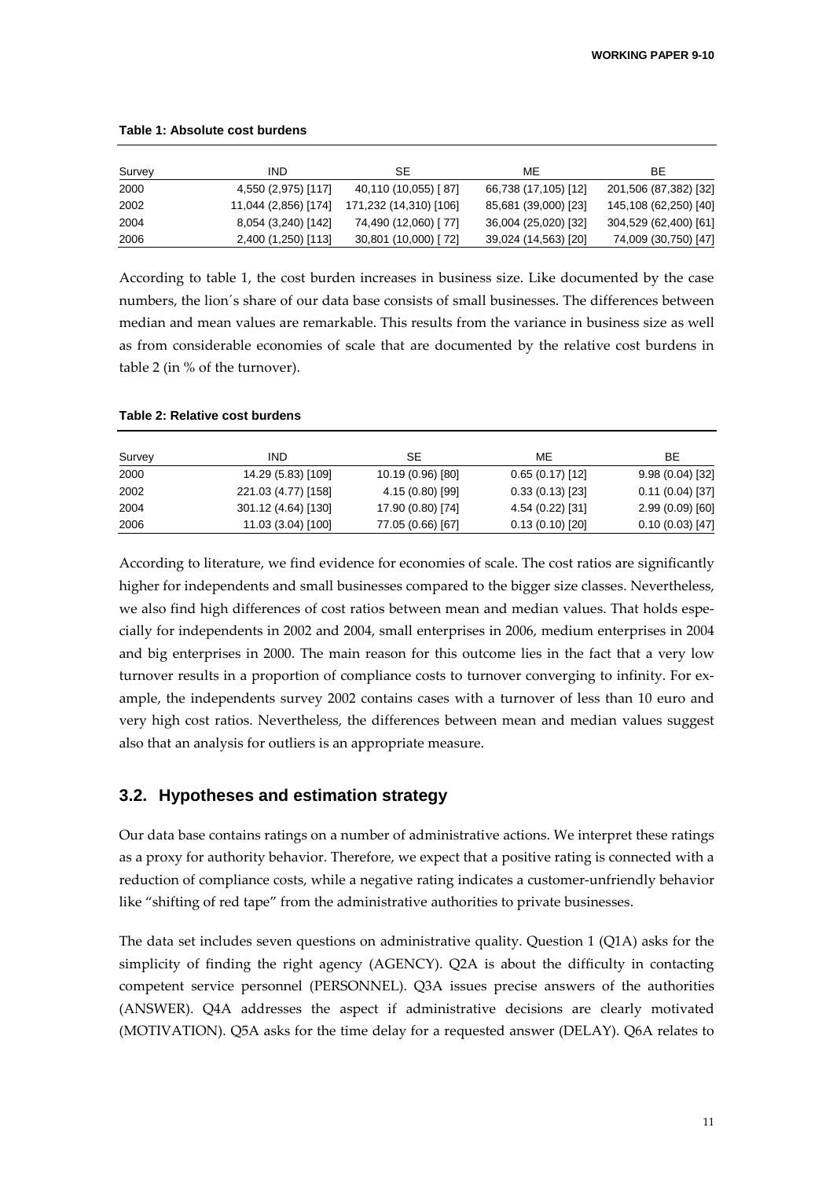**Table 1: Absolute cost burdens**

| Survey | IND | SE | ME | BE |
|---|---|---|---|---|
| 2000 | 4,550 (2,975) [117] | 40,110 (10,055) [ 87] | 66,738 (17,105) [12] | 201,506 (87,382) [32] |
| 2002 | 11,044 (2,856) [174] | 171,232 (14,310) [106] | 85,681 (39,000) [23] | 145,108 (62,250) [40] |
| 2004 | 8,054 (3,240) [142] | 74,490 (12,060) [ 77] | 36,004 (25,020) [32] | 304,529 (62,400) [61] |
| 2006 | 2,400 (1,250) [113] | 30,801 (10,000) [ 72] | 39,024 (14,563) [20] | 74,009 (30,750) [47] |

According to table 1, the cost burden increases in business size. Like documented by the case numbers, the lion´s share of our data base consists of small businesses. The differences between median and mean values are remarkable. This results from the variance in business size as well as from considerable economies of scale that are documented by the relative cost burdens in table 2 (in % of the turnover).

**Table 2: Relative cost burdens**

| Survey | IND | SE | ME | BE |
|---|---|---|---|---|
| 2000 | 14.29 (5.83) [109] | 10.19 (0.96) [80] | 0.65 (0.17) [12] | 9.98 (0.04) [32] |
| 2002 | 221.03 (4.77) [158] | 4.15 (0.80) [99] | 0.33 (0.13) [23] | 0.11 (0.04) [37] |
| 2004 | 301.12 (4.64) [130] | 17.90 (0.80) [74] | 4.54 (0.22) [31] | 2.99 (0.09) [60] |
| 2006 | 11.03 (3.04) [100] | 77.05 (0.66) [67] | 0.13 (0.10) [20] | 0.10 (0.03) [47] |

According to literature, we find evidence for economies of scale. The cost ratios are significantly higher for independents and small businesses compared to the bigger size classes. Nevertheless, we also find high differences of cost ratios between mean and median values. That holds especially for independents in 2002 and 2004, small enterprises in 2006, medium enterprises in 2004 and big enterprises in 2000. The main reason for this outcome lies in the fact that a very low turnover results in a proportion of compliance costs to turnover converging to infinity. For example, the independents survey 2002 contains cases with a turnover of less than 10 euro and very high cost ratios. Nevertheless, the differences between mean and median values suggest also that an analysis for outliers is an appropriate measure.

## 3.2. Hypotheses and estimation strategy

Our data base contains ratings on a number of administrative actions. We interpret these ratings as a proxy for authority behavior. Therefore, we expect that a positive rating is connected with a reduction of compliance costs, while a negative rating indicates a customer-unfriendly behavior like "shifting of red tape" from the administrative authorities to private businesses.

The data set includes seven questions on administrative quality. Question 1 (Q1A) asks for the simplicity of finding the right agency (AGENCY). Q2A is about the difficulty in contacting competent service personnel (PERSONNEL). Q3A issues precise answers of the authorities (ANSWER). Q4A addresses the aspect if administrative decisions are clearly motivated (MOTIVATION). Q5A asks for the time delay for a requested answer (DELAY). Q6A relates to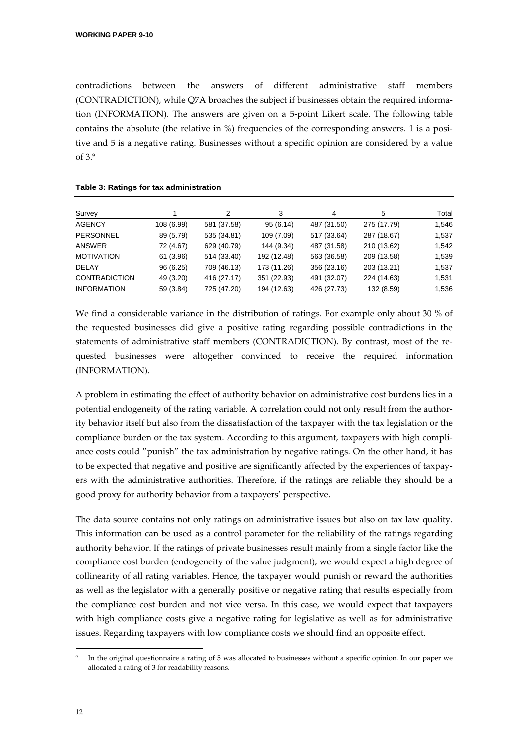contradictions between the answers of different administrative staff members (CONTRADICTION), while Q7A broaches the subject if businesses obtain the required information (INFORMATION). The answers are given on a 5-point Likert scale. The following table contains the absolute (the relative in %) frequencies of the corresponding answers. 1 is a positive and 5 is a negative rating. Businesses without a specific opinion are considered by a value of 3.[9]

**Table 3: Ratings for tax administration**

| Survey | 1 | 2 | 3 | 4 | 5 | Total |
|---|---|---|---|---|---|---|
| AGENCY | 108 (6.99) | 581 (37.58) | 95 (6.14) | 487 (31.50) | 275 (17.79) | 1,546 |
| PERSONNEL | 89 (5.79) | 535 (34.81) | 109 (7.09) | 517 (33.64) | 287 (18.67) | 1,537 |
| ANSWER | 72 (4.67) | 629 (40.79) | 144 (9.34) | 487 (31.58) | 210 (13.62) | 1,542 |
| MOTIVATION | 61 (3.96) | 514 (33.40) | 192 (12.48) | 563 (36.58) | 209 (13.58) | 1,539 |
| DELAY | 96 (6.25) | 709 (46.13) | 173 (11.26) | 356 (23.16) | 203 (13.21) | 1,537 |
| CONTRADICTION | 49 (3.20) | 416 (27.17) | 351 (22.93) | 491 (32.07) | 224 (14.63) | 1,531 |
| INFORMATION | 59 (3.84) | 725 (47.20) | 194 (12.63) | 426 (27.73) | 132 (8.59) | 1,536 |

We find a considerable variance in the distribution of ratings. For example only about 30 % of the requested businesses did give a positive rating regarding possible contradictions in the statements of administrative staff members (CONTRADICTION). By contrast, most of the requested businesses were altogether convinced to receive the required information (INFORMATION).

A problem in estimating the effect of authority behavior on administrative cost burdens lies in a potential endogeneity of the rating variable. A correlation could not only result from the authority behavior itself but also from the dissatisfaction of the taxpayer with the tax legislation or the compliance burden or the tax system. According to this argument, taxpayers with high compliance costs could "punish" the tax administration by negative ratings. On the other hand, it has to be expected that negative and positive are significantly affected by the experiences of taxpayers with the administrative authorities. Therefore, if the ratings are reliable they should be a good proxy for authority behavior from a taxpayers' perspective.

The data source contains not only ratings on administrative issues but also on tax law quality. This information can be used as a control parameter for the reliability of the ratings regarding authority behavior. If the ratings of private businesses result mainly from a single factor like the compliance cost burden (endogeneity of the value judgment), we would expect a high degree of collinearity of all rating variables. Hence, the taxpayer would punish or reward the authorities as well as the legislator with a generally positive or negative rating that results especially from the compliance cost burden and not vice versa. In this case, we would expect that taxpayers with high compliance costs give a negative rating for legislative as well as for administrative issues. Regarding taxpayers with low compliance costs we should find an opposite effect.

[9] In the original questionnaire a rating of 5 was allocated to businesses without a specific opinion. In our paper we allocated a rating of 3 for readability reasons.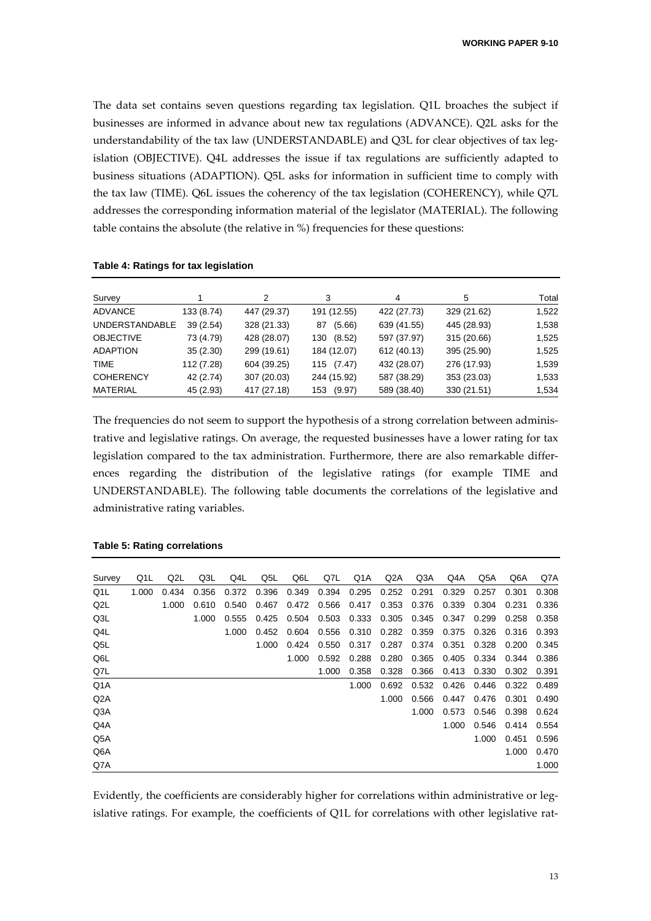The data set contains seven questions regarding tax legislation. Q1L broaches the subject if businesses are informed in advance about new tax regulations (ADVANCE). Q2L asks for the understandability of the tax law (UNDERSTANDABLE) and Q3L for clear objectives of tax legislation (OBJECTIVE). Q4L addresses the issue if tax regulations are sufficiently adapted to business situations (ADAPTION). Q5L asks for information in sufficient time to comply with the tax law (TIME). Q6L issues the coherency of the tax legislation (COHERENCY), while Q7L addresses the corresponding information material of the legislator (MATERIAL). The following table contains the absolute (the relative in %) frequencies for these questions:

**Table 4: Ratings for tax legislation**

| Survey | 1 | 2 | 3 | 4 | 5 | Total |
|---|---|---|---|---|---|---|
| ADVANCE | 133 (8.74) | 447 (29.37) | 191 (12.55) | 422 (27.73) | 329 (21.62) | 1,522 |
| UNDERSTANDABLE | 39 (2.54) | 328 (21.33) | 87 (5.66) | 639 (41.55) | 445 (28.93) | 1,538 |
| OBJECTIVE | 73 (4.79) | 428 (28.07) | 130 (8.52) | 597 (37.97) | 315 (20.66) | 1,525 |
| ADAPTION | 35 (2.30) | 299 (19.61) | 184 (12.07) | 612 (40.13) | 395 (25.90) | 1,525 |
| TIME | 112 (7.28) | 604 (39.25) | 115 (7.47) | 432 (28.07) | 276 (17.93) | 1,539 |
| COHERENCY | 42 (2.74) | 307 (20.03) | 244 (15.92) | 587 (38.29) | 353 (23.03) | 1,533 |
| MATERIAL | 45 (2.93) | 417 (27.18) | 153 (9.97) | 589 (38.40) | 330 (21.51) | 1,534 |

The frequencies do not seem to support the hypothesis of a strong correlation between administrative and legislative ratings. On average, the requested businesses have a lower rating for tax legislation compared to the tax administration. Furthermore, there are also remarkable differences regarding the distribution of the legislative ratings (for example TIME and UNDERSTANDABLE). The following table documents the correlations of the legislative and administrative rating variables.

**Table 5: Rating correlations**

| Survey | Q1L | Q2L | Q3L | Q4L | Q5L | Q6L | Q7L | Q1A | Q2A | Q3A | Q4A | Q5A | Q6A | Q7A |
|---|---|---|---|---|---|---|---|---|---|---|---|---|---|---|
| Q1L | 1.000 | 0.434 | 0.356 | 0.372 | 0.396 | 0.349 | 0.394 | 0.295 | 0.252 | 0.291 | 0.329 | 0.257 | 0.301 | 0.308 |
| Q2L | | 1.000 | 0.610 | 0.540 | 0.467 | 0.472 | 0.566 | 0.417 | 0.353 | 0.376 | 0.339 | 0.304 | 0.231 | 0.336 |
| Q3L | | | 1.000 | 0.555 | 0.425 | 0.504 | 0.503 | 0.333 | 0.305 | 0.345 | 0.347 | 0.299 | 0.258 | 0.358 |
| Q4L | | | | 1.000 | 0.452 | 0.604 | 0.556 | 0.310 | 0.282 | 0.359 | 0.375 | 0.326 | 0.316 | 0.393 |
| Q5L | | | | | 1.000 | 0.424 | 0.550 | 0.317 | 0.287 | 0.374 | 0.351 | 0.328 | 0.200 | 0.345 |
| Q6L | | | | | | 1.000 | 0.592 | 0.288 | 0.280 | 0.365 | 0.405 | 0.334 | 0.344 | 0.386 |
| Q7L | | | | | | | 1.000 | 0.358 | 0.328 | 0.366 | 0.413 | 0.330 | 0.302 | 0.391 |
| Q1A | | | | | | | | 1.000 | 0.692 | 0.532 | 0.426 | 0.446 | 0.322 | 0.489 |
| Q2A | | | | | | | | | 1.000 | 0.566 | 0.447 | 0.476 | 0.301 | 0.490 |
| Q3A | | | | | | | | | | 1.000 | 0.573 | 0.546 | 0.398 | 0.624 |
| Q4A | | | | | | | | | | | 1.000 | 0.546 | 0.414 | 0.554 |
| Q5A | | | | | | | | | | | | 1.000 | 0.451 | 0.596 |
| Q6A | | | | | | | | | | | | | 1.000 | 0.470 |
| Q7A | | | | | | | | | | | | | | 1.000 |

Evidently, the coefficients are considerably higher for correlations within administrative or legislative ratings. For example, the coefficients of Q1L for correlations with other legislative rat-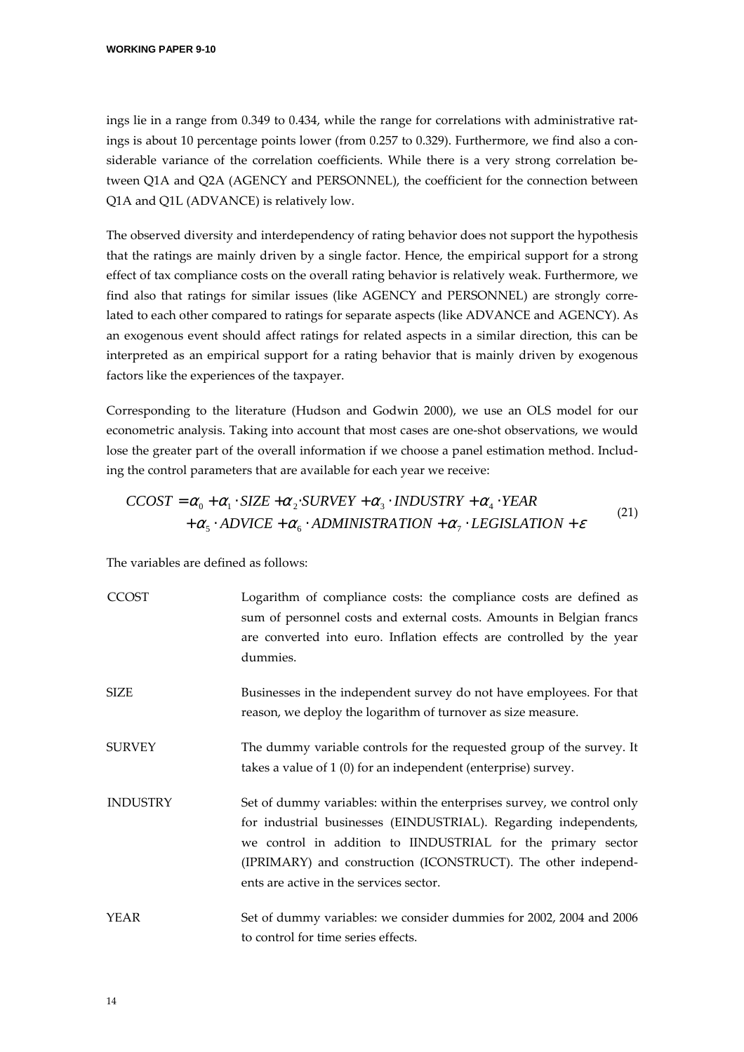ings lie in a range from 0.349 to 0.434, while the range for correlations with administrative ratings is about 10 percentage points lower (from 0.257 to 0.329). Furthermore, we find also a considerable variance of the correlation coefficients. While there is a very strong correlation between Q1A and Q2A (AGENCY and PERSONNEL), the coefficient for the connection between Q1A and Q1L (ADVANCE) is relatively low.

The observed diversity and interdependency of rating behavior does not support the hypothesis that the ratings are mainly driven by a single factor. Hence, the empirical support for a strong effect of tax compliance costs on the overall rating behavior is relatively weak. Furthermore, we find also that ratings for similar issues (like AGENCY and PERSONNEL) are strongly correlated to each other compared to ratings for separate aspects (like ADVANCE and AGENCY). As an exogenous event should affect ratings for related aspects in a similar direction, this can be interpreted as an empirical support for a rating behavior that is mainly driven by exogenous factors like the experiences of the taxpayer.

Corresponding to the literature (Hudson and Godwin 2000), we use an OLS model for our econometric analysis. Taking into account that most cases are one-shot observations, we would lose the greater part of the overall information if we choose a panel estimation method. Including the control parameters that are available for each year we receive:

$$\begin{aligned} CCOST = {} & \alpha_0 + \alpha_1 \cdot SIZE + \alpha_2 \cdot SURVEY + \alpha_3 \cdot INDUSTRY + \alpha_4 \cdot YEAR \\ & + \alpha_5 \cdot ADVICE + \alpha_6 \cdot ADMINISTRATION + \alpha_7 \cdot LEGISLATION + \varepsilon \end{aligned} \tag{21}$$

The variables are defined as follows:

CCOST — Logarithm of compliance costs: the compliance costs are defined as sum of personnel costs and external costs. Amounts in Belgian francs are converted into euro. Inflation effects are controlled by the year dummies.

SIZE — Businesses in the independent survey do not have employees. For that reason, we deploy the logarithm of turnover as size measure.

SURVEY — The dummy variable controls for the requested group of the survey. It takes a value of 1 (0) for an independent (enterprise) survey.

INDUSTRY — Set of dummy variables: within the enterprises survey, we control only for industrial businesses (EINDUSTRIAL). Regarding independents, we control in addition to IINDUSTRIAL for the primary sector (IPRIMARY) and construction (ICONSTRUCT). The other independents are active in the services sector.

YEAR — Set of dummy variables: we consider dummies for 2002, 2004 and 2006 to control for time series effects.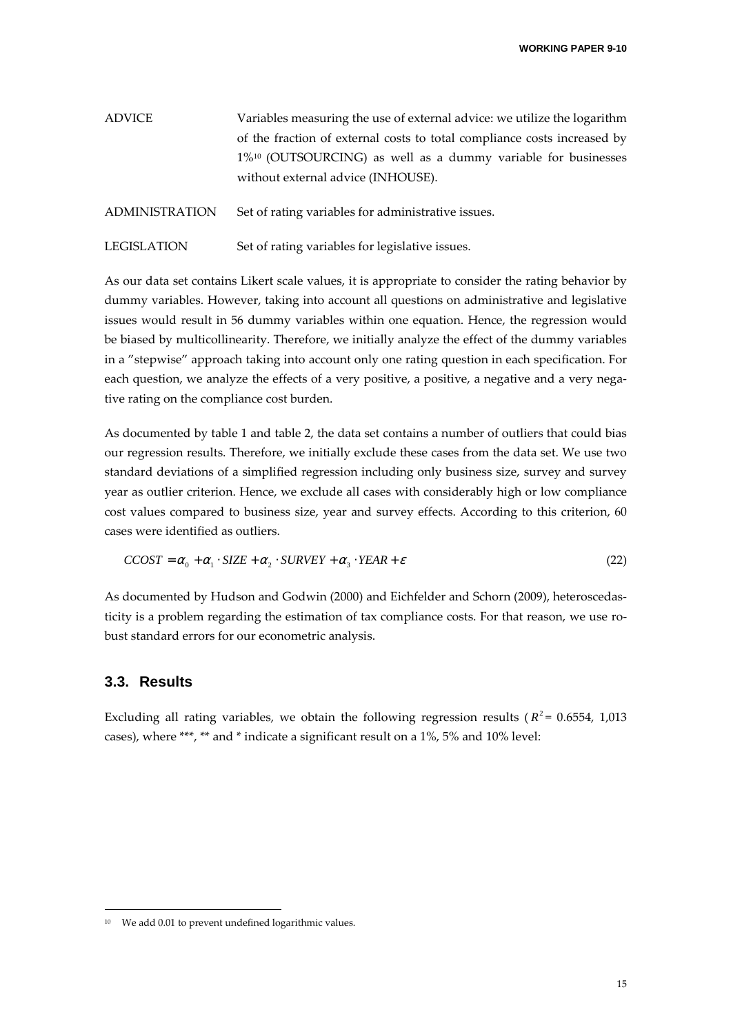| | |
|---|---|
| ADVICE | Variables measuring the use of external advice: we utilize the logarithm of the fraction of external costs to total compliance costs increased by 1%[10] (OUTSOURCING) as well as a dummy variable for businesses without external advice (INHOUSE). |
| ADMINISTRATION | Set of rating variables for administrative issues. |
| LEGISLATION | Set of rating variables for legislative issues. |

As our data set contains Likert scale values, it is appropriate to consider the rating behavior by dummy variables. However, taking into account all questions on administrative and legislative issues would result in 56 dummy variables within one equation. Hence, the regression would be biased by multicollinearity. Therefore, we initially analyze the effect of the dummy variables in a "stepwise" approach taking into account only one rating question in each specification. For each question, we analyze the effects of a very positive, a positive, a negative and a very negative rating on the compliance cost burden.

As documented by table 1 and table 2, the data set contains a number of outliers that could bias our regression results. Therefore, we initially exclude these cases from the data set. We use two standard deviations of a simplified regression including only business size, survey and survey year as outlier criterion. Hence, we exclude all cases with considerably high or low compliance cost values compared to business size, year and survey effects. According to this criterion, 60 cases were identified as outliers.

$$CCOST = \alpha_0 + \alpha_1 \cdot SIZE + \alpha_2 \cdot SURVEY + \alpha_3 \cdot YEAR + \varepsilon \tag{22}$$

As documented by Hudson and Godwin (2000) and Eichfelder and Schorn (2009), heteroscedasticity is a problem regarding the estimation of tax compliance costs. For that reason, we use robust standard errors for our econometric analysis.

## 3.3. Results

Excluding all rating variables, we obtain the following regression results ($R^2$ = 0.6554, 1,013 cases), where ***, ** and * indicate a significant result on a 1%, 5% and 10% level:

[10] We add 0.01 to prevent undefined logarithmic values.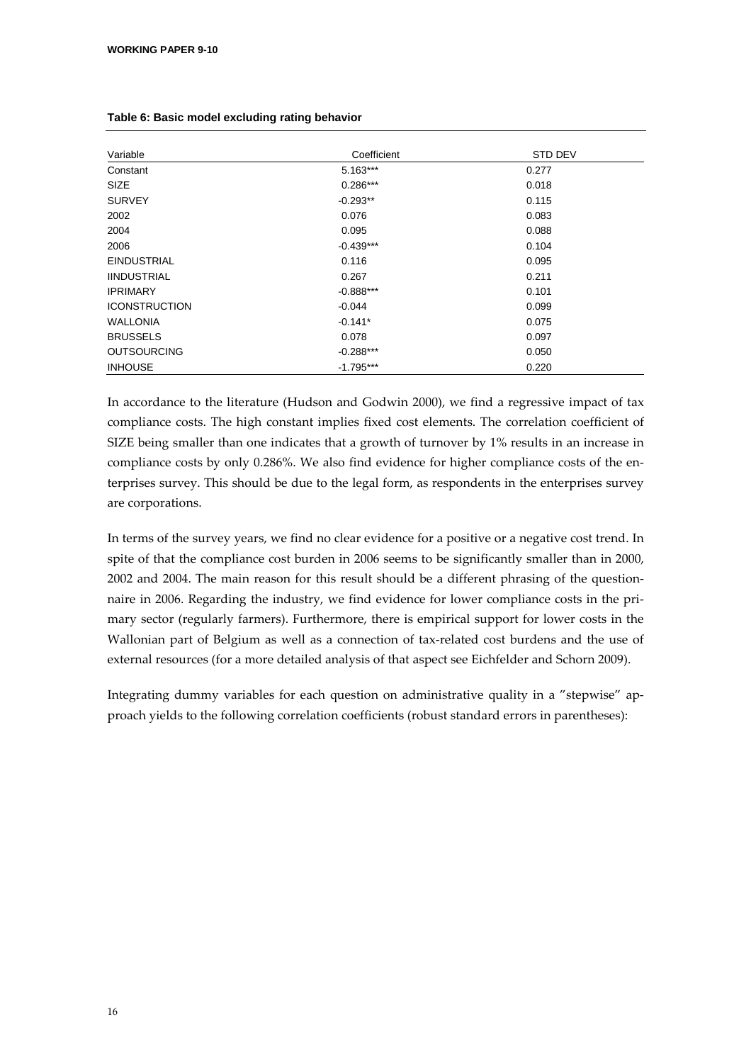**Table 6: Basic model excluding rating behavior**

| Variable | Coefficient | STD DEV |
|---|---|---|
| Constant | 5.163*** | 0.277 |
| SIZE | 0.286*** | 0.018 |
| SURVEY | -0.293** | 0.115 |
| 2002 | 0.076 | 0.083 |
| 2004 | 0.095 | 0.088 |
| 2006 | -0.439*** | 0.104 |
| EINDUSTRIAL | 0.116 | 0.095 |
| IINDUSTRIAL | 0.267 | 0.211 |
| IPRIMARY | -0.888*** | 0.101 |
| ICONSTRUCTION | -0.044 | 0.099 |
| WALLONIA | -0.141* | 0.075 |
| BRUSSELS | 0.078 | 0.097 |
| OUTSOURCING | -0.288*** | 0.050 |
| INHOUSE | -1.795*** | 0.220 |

In accordance to the literature (Hudson and Godwin 2000), we find a regressive impact of tax compliance costs. The high constant implies fixed cost elements. The correlation coefficient of SIZE being smaller than one indicates that a growth of turnover by 1% results in an increase in compliance costs by only 0.286%. We also find evidence for higher compliance costs of the enterprises survey. This should be due to the legal form, as respondents in the enterprises survey are corporations.

In terms of the survey years, we find no clear evidence for a positive or a negative cost trend. In spite of that the compliance cost burden in 2006 seems to be significantly smaller than in 2000, 2002 and 2004. The main reason for this result should be a different phrasing of the questionnaire in 2006. Regarding the industry, we find evidence for lower compliance costs in the primary sector (regularly farmers). Furthermore, there is empirical support for lower costs in the Wallonian part of Belgium as well as a connection of tax-related cost burdens and the use of external resources (for a more detailed analysis of that aspect see Eichfelder and Schorn 2009).

Integrating dummy variables for each question on administrative quality in a "stepwise" approach yields to the following correlation coefficients (robust standard errors in parentheses):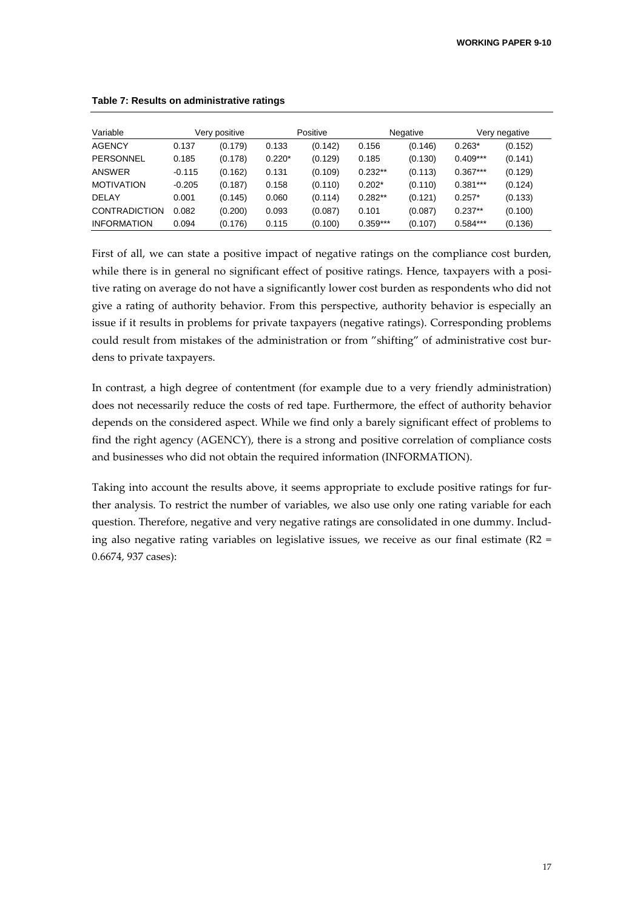**Table 7: Results on administrative ratings**

| Variable | Very positive | | Positive | | Negative | | Very negative | |
|---|---|---|---|---|---|---|---|---|
| AGENCY | 0.137 | (0.179) | 0.133 | (0.142) | 0.156 | (0.146) | 0.263* | (0.152) |
| PERSONNEL | 0.185 | (0.178) | 0.220* | (0.129) | 0.185 | (0.130) | 0.409*** | (0.141) |
| ANSWER | -0.115 | (0.162) | 0.131 | (0.109) | 0.232** | (0.113) | 0.367*** | (0.129) |
| MOTIVATION | -0.205 | (0.187) | 0.158 | (0.110) | 0.202* | (0.110) | 0.381*** | (0.124) |
| DELAY | 0.001 | (0.145) | 0.060 | (0.114) | 0.282** | (0.121) | 0.257* | (0.133) |
| CONTRADICTION | 0.082 | (0.200) | 0.093 | (0.087) | 0.101 | (0.087) | 0.237** | (0.100) |
| INFORMATION | 0.094 | (0.176) | 0.115 | (0.100) | 0.359*** | (0.107) | 0.584*** | (0.136) |

First of all, we can state a positive impact of negative ratings on the compliance cost burden, while there is in general no significant effect of positive ratings. Hence, taxpayers with a positive rating on average do not have a significantly lower cost burden as respondents who did not give a rating of authority behavior. From this perspective, authority behavior is especially an issue if it results in problems for private taxpayers (negative ratings). Corresponding problems could result from mistakes of the administration or from "shifting" of administrative cost burdens to private taxpayers.

In contrast, a high degree of contentment (for example due to a very friendly administration) does not necessarily reduce the costs of red tape. Furthermore, the effect of authority behavior depends on the considered aspect. While we find only a barely significant effect of problems to find the right agency (AGENCY), there is a strong and positive correlation of compliance costs and businesses who did not obtain the required information (INFORMATION).

Taking into account the results above, it seems appropriate to exclude positive ratings for further analysis. To restrict the number of variables, we also use only one rating variable for each question. Therefore, negative and very negative ratings are consolidated in one dummy. Including also negative rating variables on legislative issues, we receive as our final estimate ($R2$ = 0.6674, 937 cases):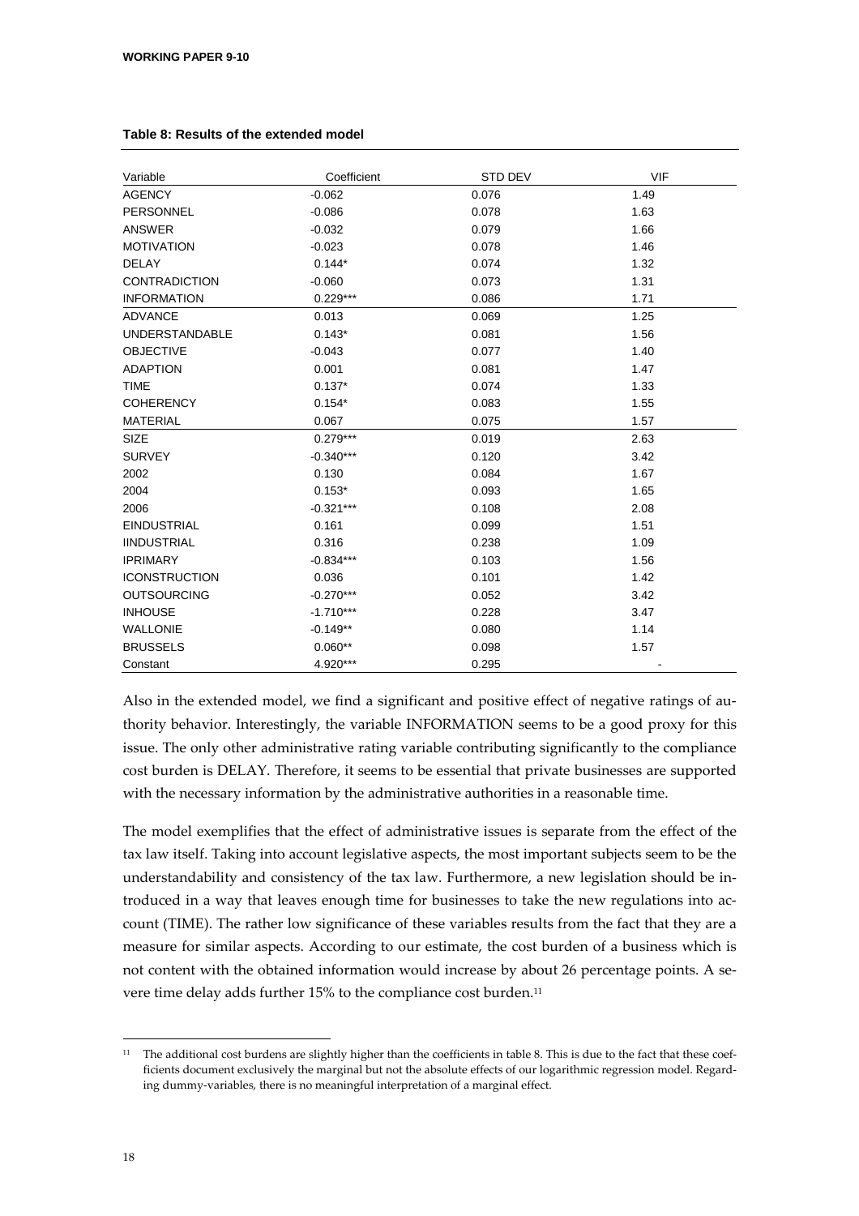**Table 8: Results of the extended model**

| Variable | Coefficient | STD DEV | VIF |
|---|---|---|---|
| AGENCY | -0.062 | 0.076 | 1.49 |
| PERSONNEL | -0.086 | 0.078 | 1.63 |
| ANSWER | -0.032 | 0.079 | 1.66 |
| MOTIVATION | -0.023 | 0.078 | 1.46 |
| DELAY | 0.144* | 0.074 | 1.32 |
| CONTRADICTION | -0.060 | 0.073 | 1.31 |
| INFORMATION | 0.229*** | 0.086 | 1.71 |
| ADVANCE | 0.013 | 0.069 | 1.25 |
| UNDERSTANDABLE | 0.143* | 0.081 | 1.56 |
| OBJECTIVE | -0.043 | 0.077 | 1.40 |
| ADAPTION | 0.001 | 0.081 | 1.47 |
| TIME | 0.137* | 0.074 | 1.33 |
| COHERENCY | 0.154* | 0.083 | 1.55 |
| MATERIAL | 0.067 | 0.075 | 1.57 |
| SIZE | 0.279*** | 0.019 | 2.63 |
| SURVEY | -0.340*** | 0.120 | 3.42 |
| 2002 | 0.130 | 0.084 | 1.67 |
| 2004 | 0.153* | 0.093 | 1.65 |
| 2006 | -0.321*** | 0.108 | 2.08 |
| EINDUSTRIAL | 0.161 | 0.099 | 1.51 |
| IINDUSTRIAL | 0.316 | 0.238 | 1.09 |
| IPRIMARY | -0.834*** | 0.103 | 1.56 |
| ICONSTRUCTION | 0.036 | 0.101 | 1.42 |
| OUTSOURCING | -0.270*** | 0.052 | 3.42 |
| INHOUSE | -1.710*** | 0.228 | 3.47 |
| WALLONIE | -0.149** | 0.080 | 1.14 |
| BRUSSELS | 0.060** | 0.098 | 1.57 |
| Constant | 4.920*** | 0.295 | - |

Also in the extended model, we find a significant and positive effect of negative ratings of authority behavior. Interestingly, the variable INFORMATION seems to be a good proxy for this issue. The only other administrative rating variable contributing significantly to the compliance cost burden is DELAY. Therefore, it seems to be essential that private businesses are supported with the necessary information by the administrative authorities in a reasonable time.

The model exemplifies that the effect of administrative issues is separate from the effect of the tax law itself. Taking into account legislative aspects, the most important subjects seem to be the understandability and consistency of the tax law. Furthermore, a new legislation should be introduced in a way that leaves enough time for businesses to take the new regulations into account (TIME). The rather low significance of these variables results from the fact that they are a measure for similar aspects. According to our estimate, the cost burden of a business which is not content with the obtained information would increase by about 26 percentage points. A severe time delay adds further 15% to the compliance cost burden.[11]

[11] The additional cost burdens are slightly higher than the coefficients in table 8. This is due to the fact that these coefficients document exclusively the marginal but not the absolute effects of our logarithmic regression model. Regarding dummy-variables, there is no meaningful interpretation of a marginal effect.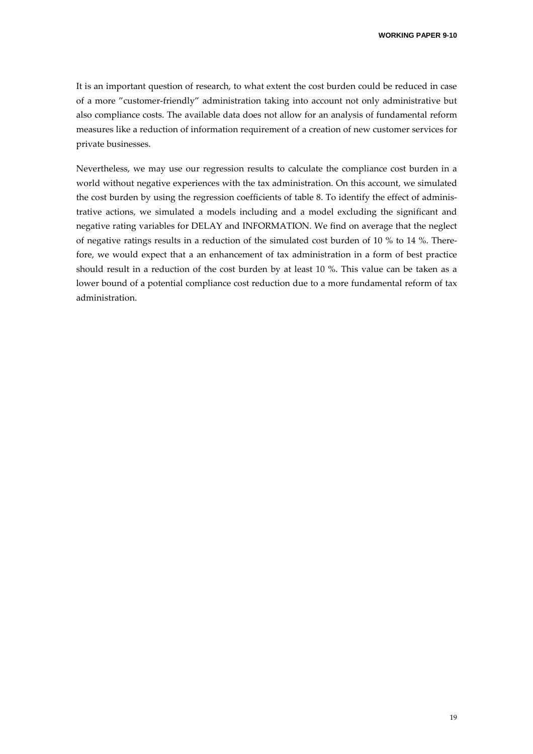It is an important question of research, to what extent the cost burden could be reduced in case of a more "customer-friendly" administration taking into account not only administrative but also compliance costs. The available data does not allow for an analysis of fundamental reform measures like a reduction of information requirement of a creation of new customer services for private businesses.

Nevertheless, we may use our regression results to calculate the compliance cost burden in a world without negative experiences with the tax administration. On this account, we simulated the cost burden by using the regression coefficients of table 8. To identify the effect of administrative actions, we simulated a models including and a model excluding the significant and negative rating variables for DELAY and INFORMATION. We find on average that the neglect of negative ratings results in a reduction of the simulated cost burden of 10 % to 14 %. Therefore, we would expect that a an enhancement of tax administration in a form of best practice should result in a reduction of the cost burden by at least 10 %. This value can be taken as a lower bound of a potential compliance cost reduction due to a more fundamental reform of tax administration.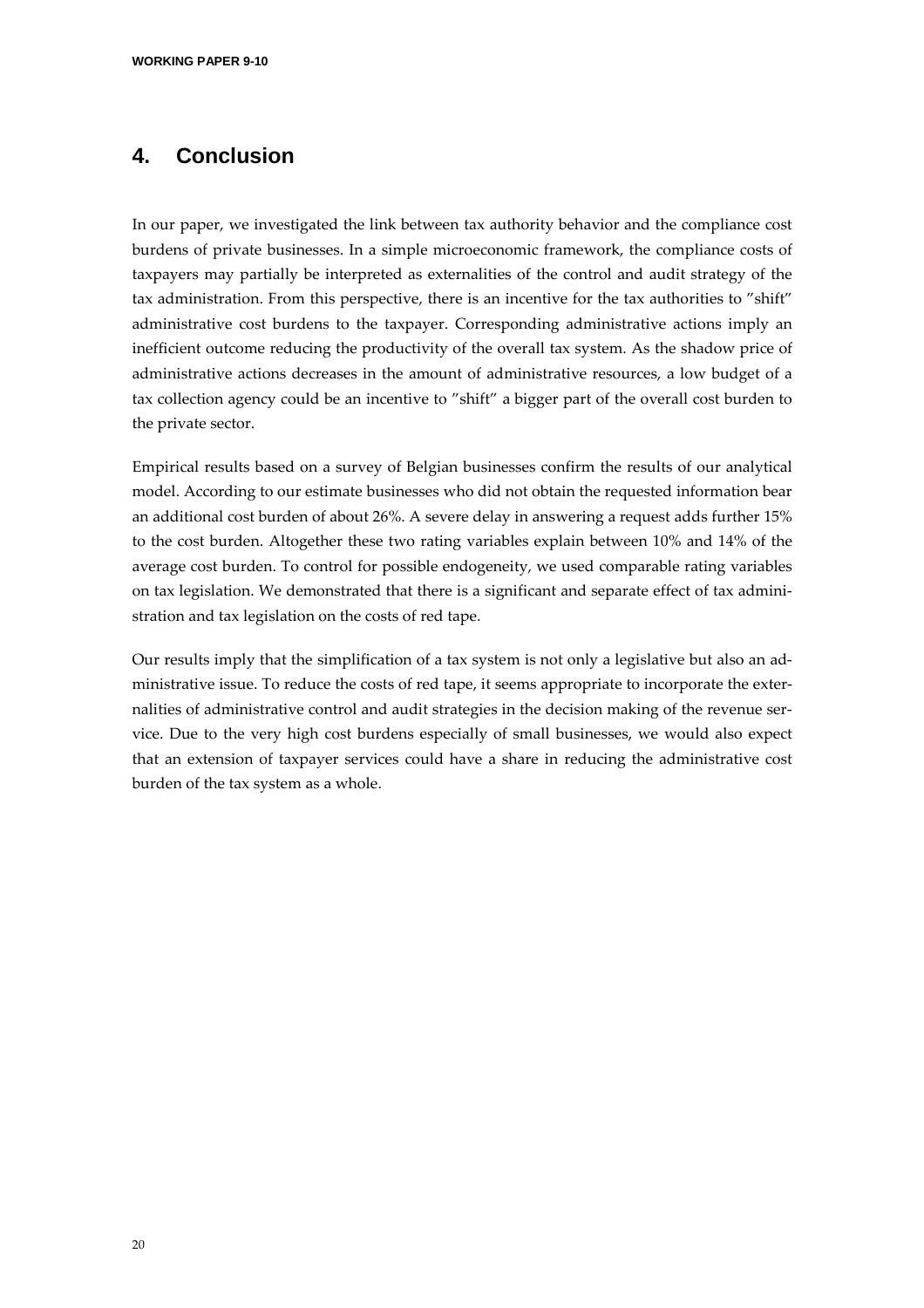## 4. Conclusion

In our paper, we investigated the link between tax authority behavior and the compliance cost burdens of private businesses. In a simple microeconomic framework, the compliance costs of taxpayers may partially be interpreted as externalities of the control and audit strategy of the tax administration. From this perspective, there is an incentive for the tax authorities to "shift" administrative cost burdens to the taxpayer. Corresponding administrative actions imply an inefficient outcome reducing the productivity of the overall tax system. As the shadow price of administrative actions decreases in the amount of administrative resources, a low budget of a tax collection agency could be an incentive to "shift" a bigger part of the overall cost burden to the private sector.

Empirical results based on a survey of Belgian businesses confirm the results of our analytical model. According to our estimate businesses who did not obtain the requested information bear an additional cost burden of about 26%. A severe delay in answering a request adds further 15% to the cost burden. Altogether these two rating variables explain between 10% and 14% of the average cost burden. To control for possible endogeneity, we used comparable rating variables on tax legislation. We demonstrated that there is a significant and separate effect of tax administration and tax legislation on the costs of red tape.

Our results imply that the simplification of a tax system is not only a legislative but also an administrative issue. To reduce the costs of red tape, it seems appropriate to incorporate the externalities of administrative control and audit strategies in the decision making of the revenue service. Due to the very high cost burdens especially of small businesses, we would also expect that an extension of taxpayer services could have a share in reducing the administrative cost burden of the tax system as a whole.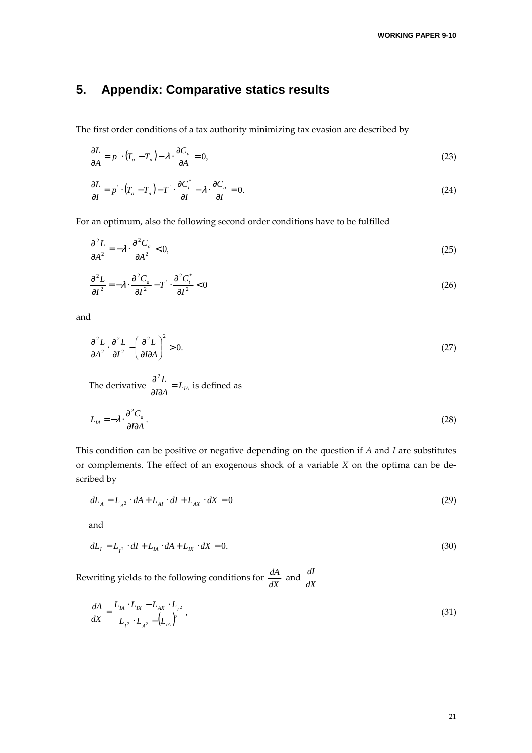# 5. Appendix: Comparative statics results

The first order conditions of a tax authority minimizing tax evasion are described by

$$\frac{\partial L}{\partial A} = p^{'} \cdot \left(T_a - T_n\right) - \lambda \cdot \frac{\partial C_a}{\partial A} = 0, \tag{23}$$

$$\frac{\partial L}{\partial I} = p^{'} \cdot \left(T_a - T_n\right) - T^{'} \cdot \frac{\partial C_t^*}{\partial I} - \lambda \cdot \frac{\partial C_a}{\partial I} = 0. \tag{24}$$

For an optimum, also the following second order conditions have to be fulfilled

$$\frac{\partial^2 L}{\partial A^2} = -\lambda \cdot \frac{\partial^2 C_a}{\partial A^2} < 0, \tag{25}$$

$$\frac{\partial^2 L}{\partial I^2} = -\lambda \cdot \frac{\partial^2 C_a}{\partial I^2} - T^{'} \cdot \frac{\partial^2 C_t^*}{\partial I^2} < 0 \tag{26}$$

and

$$\frac{\partial^2 L}{\partial A^2} \cdot \frac{\partial^2 L}{\partial I^2} - \left(\frac{\partial^2 L}{\partial I \partial A}\right)^2 > 0. \tag{27}$$

The derivative $\frac{\partial^2 L}{\partial I \partial A} = L_{IA}$ is defined as

$$L_{IA} = -\lambda \cdot \frac{\partial^2 C_a}{\partial I \partial A}. \tag{28}$$

This condition can be positive or negative depending on the question if *A* and *I* are substitutes or complements. The effect of an exogenous shock of a variable *X* on the optima can be described by

$$dL_A = L_{A^2} \cdot dA + L_{AI} \cdot dI + L_{AX} \cdot dX = 0 \tag{29}$$

and

$$dL_I = L_{I^2} \cdot dI + L_{IA} \cdot dA + L_{IX} \cdot dX = 0. \tag{30}$$

Rewriting yields to the following conditions for $\frac{dA}{dX}$ and $\frac{dI}{dX}$

$$\frac{dA}{dX} = \frac{L_{IA} \cdot L_{IX} - L_{AX} \cdot L_{I^2}}{L_{I^2} \cdot L_{A^2} - \left(L_{IA}\right)^2}, \tag{31}$$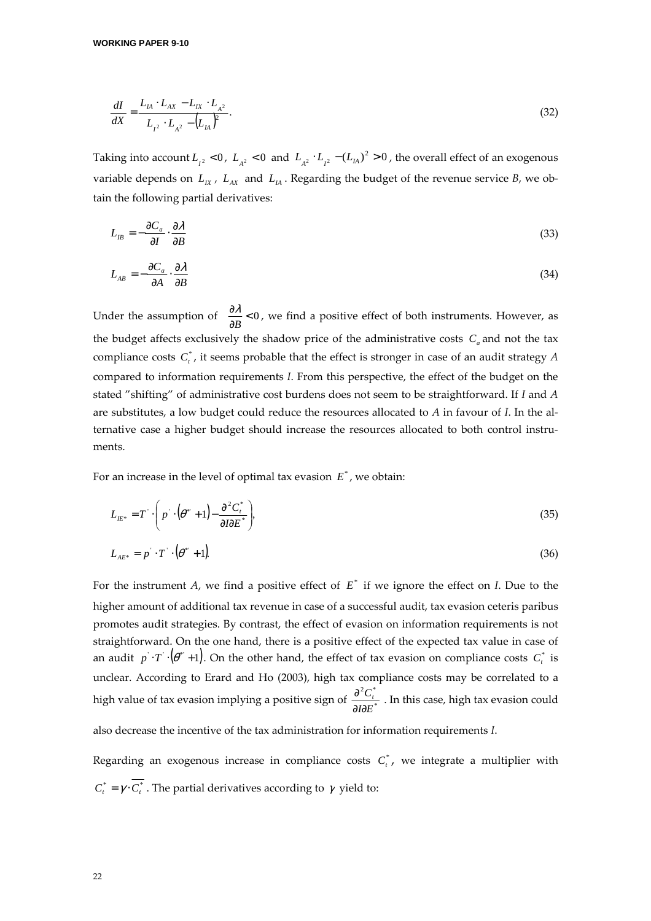$$\frac{dI}{dX} = \frac{L_{IA} \cdot L_{AX} - L_{IX} \cdot L_{A^2}}{L_{I^2} \cdot L_{A^2} - (L_{IA})^2}. \tag{32}$$

Taking into account $L_{I^2} < 0$, $L_{A^2} < 0$ and $L_{A^2} \cdot L_{I^2} - (L_{IA})^2 > 0$, the overall effect of an exogenous variable depends on $L_{IX}$, $L_{AX}$ and $L_{IA}$. Regarding the budget of the revenue service *B*, we obtain the following partial derivatives:

$$L_{IB} = -\frac{\partial C_a}{\partial I} \cdot \frac{\partial \lambda}{\partial B} \tag{33}$$

$$L_{AB} = -\frac{\partial C_a}{\partial A} \cdot \frac{\partial \lambda}{\partial B} \tag{34}$$

Under the assumption of $\frac{\partial \lambda}{\partial B} < 0$, we find a positive effect of both instruments. However, as the budget affects exclusively the shadow price of the administrative costs $C_a$ and not the tax compliance costs $C_t^*$, it seems probable that the effect is stronger in case of an audit strategy *A* compared to information requirements *I*. From this perspective, the effect of the budget on the stated "shifting" of administrative cost burdens does not seem to be straightforward. If *I* and *A* are substitutes, a low budget could reduce the resources allocated to *A* in favour of *I*. In the alternative case a higher budget should increase the resources allocated to both control instruments.

For an increase in the level of optimal tax evasion $E^*$, we obtain:

$$L_{IE^*} = T' \cdot \left( p' \cdot (\theta^{*'} + 1) - \frac{\partial^2 C_t^*}{\partial I \partial E^*} \right), \tag{35}$$

$$L_{AE^*} = p' \cdot T' \cdot (\theta^{*'} + 1). \tag{36}$$

For the instrument *A*, we find a positive effect of $E^*$ if we ignore the effect on *I*. Due to the higher amount of additional tax revenue in case of a successful audit, tax evasion ceteris paribus promotes audit strategies. By contrast, the effect of evasion on information requirements is not straightforward. On the one hand, there is a positive effect of the expected tax value in case of an audit $p' \cdot T' \cdot (\theta^{*'} + 1)$. On the other hand, the effect of tax evasion on compliance costs $C_t^*$ is unclear. According to Erard and Ho (2003), high tax compliance costs may be correlated to a high value of tax evasion implying a positive sign of $\frac{\partial^2 C_t^*}{\partial I \partial E^*}$. In this case, high tax evasion could also decrease the incentive of the tax administration for information requirements *I*.

Regarding an exogenous increase in compliance costs $C_t^*$, we integrate a multiplier with $C_t^* = \gamma \cdot \overline{C_t^*}$. The partial derivatives according to $\gamma$ yield to: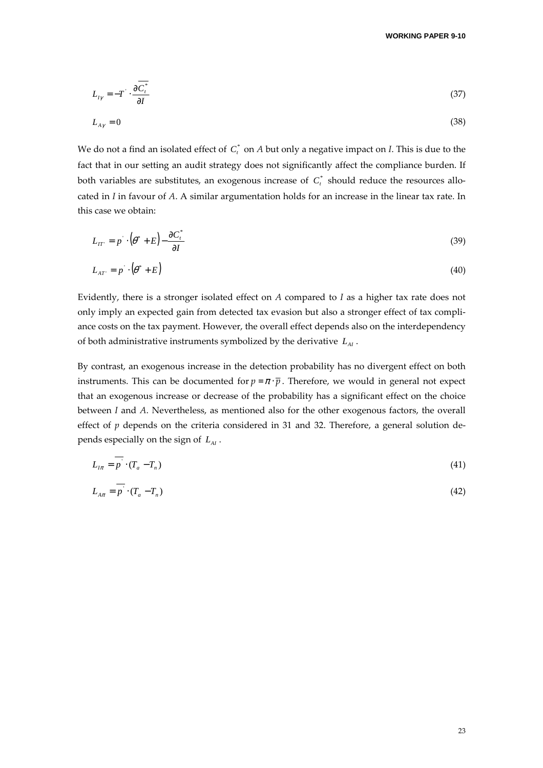$$L_{IY} = -T^{'} \cdot \frac{\partial \overline{C_t^*}}{\partial I} \tag{37}$$

$$L_{AY} = 0 \tag{38}$$

We do not a find an isolated effect of $C_t^*$ on *A* but only a negative impact on *I*. This is due to the fact that in our setting an audit strategy does not significantly affect the compliance burden. If both variables are substitutes, an exogenous increase of $C_t^*$ should reduce the resources allocated in *I* in favour of *A*. A similar argumentation holds for an increase in the linear tax rate. In this case we obtain:

$$L_{IT'} = p^{'} \cdot \left(\theta^* + E\right) - \frac{\partial C_t^*}{\partial I} \tag{39}$$

$$L_{AT'} = p^{'} \cdot \left(\theta^* + E\right) \tag{40}$$

Evidently, there is a stronger isolated effect on *A* compared to *I* as a higher tax rate does not only imply an expected gain from detected tax evasion but also a stronger effect of tax compliance costs on the tax payment. However, the overall effect depends also on the interdependency of both administrative instruments symbolized by the derivative $L_{AI}$.

By contrast, an exogenous increase in the detection probability has no divergent effect on both instruments. This can be documented for $p = \pi \cdot \overline{p}$. Therefore, we would in general not expect that an exogenous increase or decrease of the probability has a significant effect on the choice between *I* and *A*. Nevertheless, as mentioned also for the other exogenous factors, the overall effect of *p* depends on the criteria considered in 31 and 32. Therefore, a general solution depends especially on the sign of $L_{AI}$.

$$L_{I\pi} = \overline{p^{'}} \cdot (T_a - T_n) \tag{41}$$

$$L_{A\pi} = \overline{p^{'}} \cdot (T_a - T_n) \tag{42}$$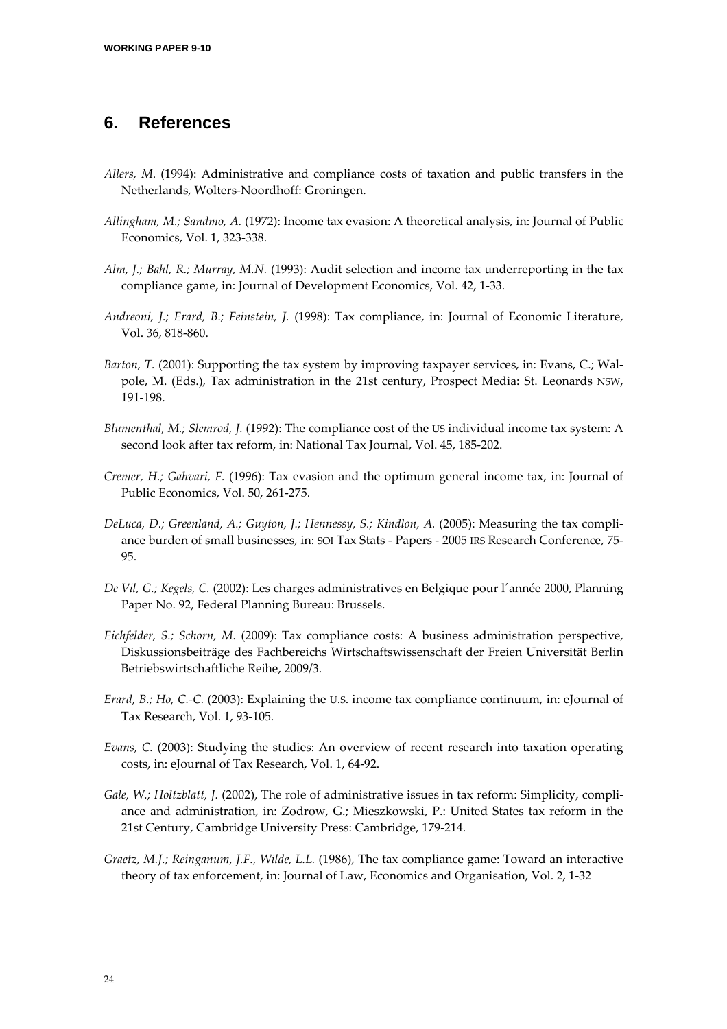## 6. References

*Allers, M.* (1994): Administrative and compliance costs of taxation and public transfers in the Netherlands, Wolters-Noordhoff: Groningen.

*Allingham, M.; Sandmo, A.* (1972): Income tax evasion: A theoretical analysis, in: Journal of Public Economics, Vol. 1, 323-338.

*Alm, J.; Bahl, R.; Murray, M.N.* (1993): Audit selection and income tax underreporting in the tax compliance game, in: Journal of Development Economics, Vol. 42, 1-33.

*Andreoni, J.; Erard, B.; Feinstein, J.* (1998): Tax compliance, in: Journal of Economic Literature, Vol. 36, 818-860.

*Barton, T.* (2001): Supporting the tax system by improving taxpayer services, in: Evans, C.; Walpole, M. (Eds.), Tax administration in the 21st century, Prospect Media: St. Leonards NSW, 191-198.

*Blumenthal, M.; Slemrod, J.* (1992): The compliance cost of the US individual income tax system: A second look after tax reform, in: National Tax Journal, Vol. 45, 185-202.

*Cremer, H.; Gahvari, F.* (1996): Tax evasion and the optimum general income tax, in: Journal of Public Economics, Vol. 50, 261-275.

*DeLuca, D.; Greenland, A.; Guyton, J.; Hennessy, S.; Kindlon, A.* (2005): Measuring the tax compliance burden of small businesses, in: SOI Tax Stats - Papers - 2005 IRS Research Conference, 75-95.

*De Vil, G.; Kegels, C.* (2002): Les charges administratives en Belgique pour l´année 2000, Planning Paper No. 92, Federal Planning Bureau: Brussels.

*Eichfelder, S.; Schorn, M.* (2009): Tax compliance costs: A business administration perspective, Diskussionsbeiträge des Fachbereichs Wirtschaftswissenschaft der Freien Universität Berlin Betriebswirtschaftliche Reihe, 2009/3.

*Erard, B.; Ho, C.-C.* (2003): Explaining the U.S. income tax compliance continuum, in: eJournal of Tax Research, Vol. 1, 93-105.

*Evans, C.* (2003): Studying the studies: An overview of recent research into taxation operating costs, in: eJournal of Tax Research, Vol. 1, 64-92.

*Gale, W.; Holtzblatt, J.* (2002), The role of administrative issues in tax reform: Simplicity, compliance and administration, in: Zodrow, G.; Mieszkowski, P.: United States tax reform in the 21st Century, Cambridge University Press: Cambridge, 179-214.

*Graetz, M.J.; Reinganum, J.F., Wilde, L.L.* (1986), The tax compliance game: Toward an interactive theory of tax enforcement, in: Journal of Law, Economics and Organisation, Vol. 2, 1-32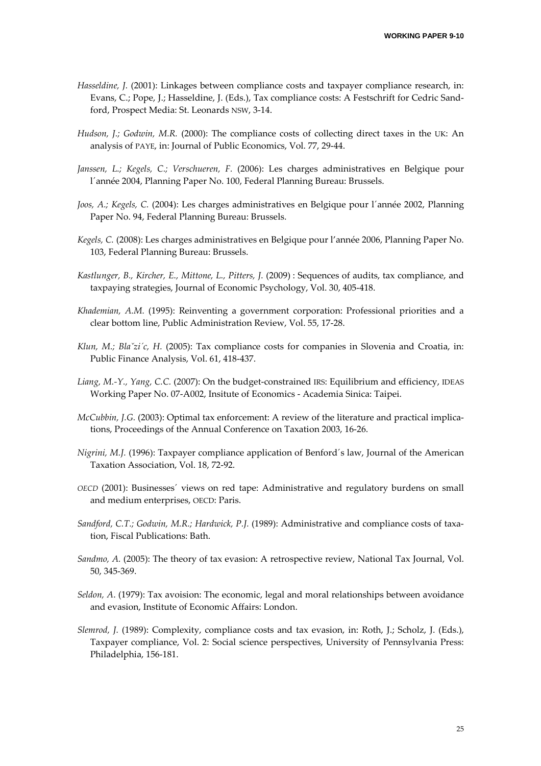*Hasseldine, J.* (2001): Linkages between compliance costs and taxpayer compliance research, in: Evans, C.; Pope, J.; Hasseldine, J. (Eds.), Tax compliance costs: A Festschrift for Cedric Sandford, Prospect Media: St. Leonards NSW, 3-14.

*Hudson, J.; Godwin, M.R.* (2000): The compliance costs of collecting direct taxes in the UK: An analysis of PAYE, in: Journal of Public Economics, Vol. 77, 29-44.

*Janssen, L.; Kegels, C.; Verschueren, F.* (2006): Les charges administratives en Belgique pour l´année 2004, Planning Paper No. 100, Federal Planning Bureau: Brussels.

*Joos, A.; Kegels, C.* (2004): Les charges administratives en Belgique pour l´année 2002, Planning Paper No. 94, Federal Planning Bureau: Brussels.

*Kegels, C.* (2008): Les charges administratives en Belgique pour l'année 2006, Planning Paper No. 103, Federal Planning Bureau: Brussels.

*Kastlunger, B., Kircher, E., Mittone, L., Pitters, J.* (2009) : Sequences of audits, tax compliance, and taxpaying strategies, Journal of Economic Psychology, Vol. 30, 405-418.

*Khademian, A.M.* (1995): Reinventing a government corporation: Professional priorities and a clear bottom line, Public Administration Review, Vol. 55, 17-28.

*Klun, M.; Blaˇziˊc, H.* (2005): Tax compliance costs for companies in Slovenia and Croatia, in: Public Finance Analysis, Vol. 61, 418-437.

*Liang, M.-Y., Yang, C.C.* (2007): On the budget-constrained IRS: Equilibrium and efficiency, IDEAS Working Paper No. 07-A002, Insitute of Economics - Academia Sinica: Taipei.

*McCubbin, J.G.* (2003): Optimal tax enforcement: A review of the literature and practical implications, Proceedings of the Annual Conference on Taxation 2003, 16-26.

*Nigrini, M.J.* (1996): Taxpayer compliance application of Benford´s law, Journal of the American Taxation Association, Vol. 18, 72-92.

*OECD* (2001): Businesses´ views on red tape: Administrative and regulatory burdens on small and medium enterprises, OECD: Paris.

*Sandford, C.T.; Godwin, M.R.; Hardwick, P.J.* (1989): Administrative and compliance costs of taxation, Fiscal Publications: Bath.

*Sandmo, A.* (2005): The theory of tax evasion: A retrospective review, National Tax Journal, Vol. 50, 345-369.

*Seldon, A*. (1979): Tax avoision: The economic, legal and moral relationships between avoidance and evasion, Institute of Economic Affairs: London.

*Slemrod, J.* (1989): Complexity, compliance costs and tax evasion, in: Roth, J.; Scholz, J. (Eds.), Taxpayer compliance, Vol. 2: Social science perspectives, University of Pennsylvania Press: Philadelphia, 156-181.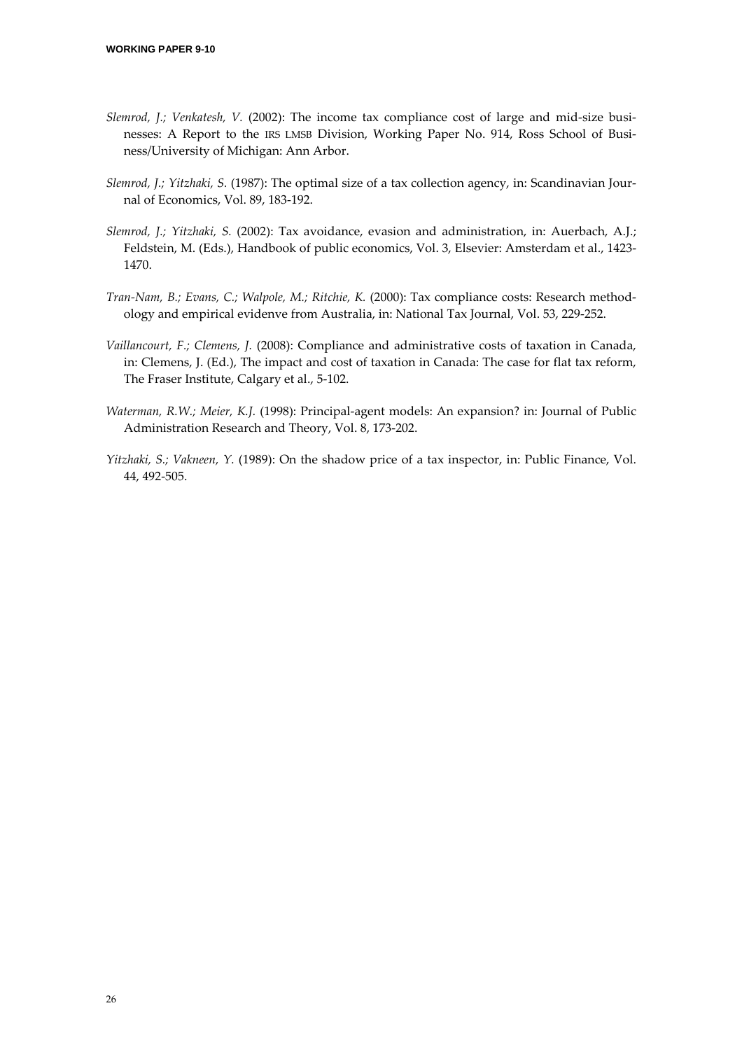*Slemrod, J.; Venkatesh, V.* (2002): The income tax compliance cost of large and mid-size businesses: A Report to the IRS LMSB Division, Working Paper No. 914, Ross School of Business/University of Michigan: Ann Arbor.

*Slemrod, J.; Yitzhaki, S.* (1987): The optimal size of a tax collection agency, in: Scandinavian Journal of Economics, Vol. 89, 183-192.

*Slemrod, J.; Yitzhaki, S.* (2002): Tax avoidance, evasion and administration, in: Auerbach, A.J.; Feldstein, M. (Eds.), Handbook of public economics, Vol. 3, Elsevier: Amsterdam et al., 1423-1470.

*Tran-Nam, B.; Evans, C.; Walpole, M.; Ritchie, K.* (2000): Tax compliance costs: Research methodology and empirical evidenve from Australia, in: National Tax Journal, Vol. 53, 229-252.

*Vaillancourt, F.; Clemens, J.* (2008): Compliance and administrative costs of taxation in Canada, in: Clemens, J. (Ed.), The impact and cost of taxation in Canada: The case for flat tax reform, The Fraser Institute, Calgary et al., 5-102.

*Waterman, R.W.; Meier, K.J.* (1998): Principal-agent models: An expansion? in: Journal of Public Administration Research and Theory, Vol. 8, 173-202.

*Yitzhaki, S.; Vakneen, Y.* (1989): On the shadow price of a tax inspector, in: Public Finance, Vol. 44, 492-505.